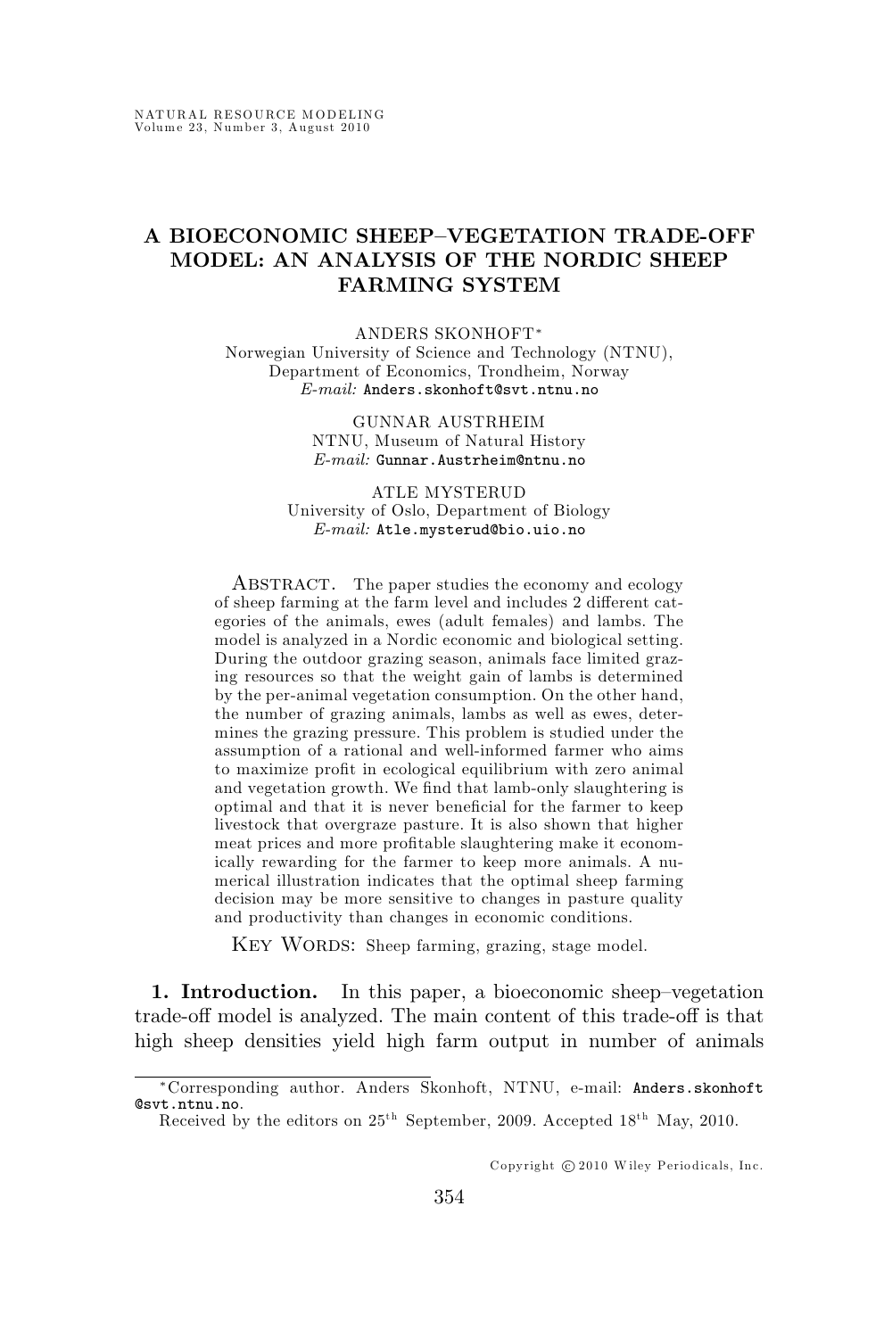# A BIOECONOMIC SHEEP–VEGETATION TRADE-OFF MODEL: AN ANALYSIS OF THE NORDIC SHEEP FARMING SYSTEM

ANDERS SKONHOFT*
Norwegian University of Science and Technology (NTNU), Department of Economics, Trondheim, Norway
*E-mail:* Anders.skonhoft@svt.ntnu.no

GUNNAR AUSTRHEIM
NTNU, Museum of Natural History
*E-mail:* Gunnar.Austrheim@ntnu.no

ATLE MYSTERUD
University of Oslo, Department of Biology
*E-mail:* Atle.mysterud@bio.uio.no

ABSTRACT. The paper studies the economy and ecology of sheep farming at the farm level and includes 2 different categories of the animals, ewes (adult females) and lambs. The model is analyzed in a Nordic economic and biological setting. During the outdoor grazing season, animals face limited grazing resources so that the weight gain of lambs is determined by the per-animal vegetation consumption. On the other hand, the number of grazing animals, lambs as well as ewes, determines the grazing pressure. This problem is studied under the assumption of a rational and well-informed farmer who aims to maximize profit in ecological equilibrium with zero animal and vegetation growth. We find that lamb-only slaughtering is optimal and that it is never beneficial for the farmer to keep livestock that overgraze pasture. It is also shown that higher meat prices and more profitable slaughtering make it economically rewarding for the farmer to keep more animals. A numerical illustration indicates that the optimal sheep farming decision may be more sensitive to changes in pasture quality and productivity than changes in economic conditions.

KEY WORDS: Sheep farming, grazing, stage model.

## 1. Introduction.

In this paper, a bioeconomic sheep–vegetation trade-off model is analyzed. The main content of this trade-off is that high sheep densities yield high farm output in number of animals

*Corresponding author. Anders Skonhoft, NTNU, e-mail: Anders.skonhoft@svt.ntnu.no.

Received by the editors on 25th September, 2009. Accepted 18th May, 2010.

Copyright © 2010 Wiley Periodicals, Inc.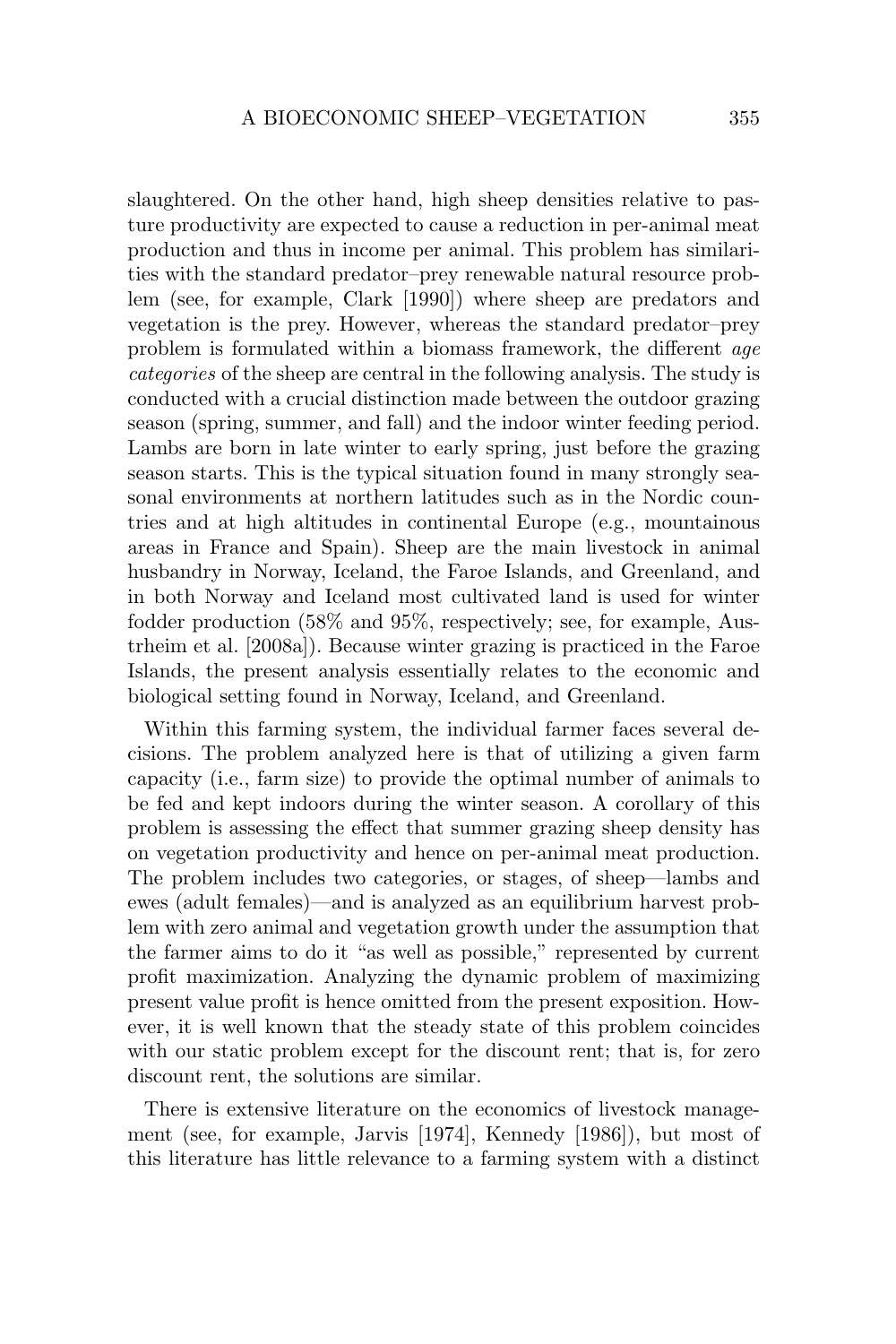slaughtered. On the other hand, high sheep densities relative to pasture productivity are expected to cause a reduction in per-animal meat production and thus in income per animal. This problem has similarities with the standard predator–prey renewable natural resource problem (see, for example, Clark [1990]) where sheep are predators and vegetation is the prey. However, whereas the standard predator–prey problem is formulated within a biomass framework, the different *age categories* of the sheep are central in the following analysis. The study is conducted with a crucial distinction made between the outdoor grazing season (spring, summer, and fall) and the indoor winter feeding period. Lambs are born in late winter to early spring, just before the grazing season starts. This is the typical situation found in many strongly seasonal environments at northern latitudes such as in the Nordic countries and at high altitudes in continental Europe (e.g., mountainous areas in France and Spain). Sheep are the main livestock in animal husbandry in Norway, Iceland, the Faroe Islands, and Greenland, and in both Norway and Iceland most cultivated land is used for winter fodder production (58% and 95%, respectively; see, for example, Austrheim et al. [2008a]). Because winter grazing is practiced in the Faroe Islands, the present analysis essentially relates to the economic and biological setting found in Norway, Iceland, and Greenland.

Within this farming system, the individual farmer faces several decisions. The problem analyzed here is that of utilizing a given farm capacity (i.e., farm size) to provide the optimal number of animals to be fed and kept indoors during the winter season. A corollary of this problem is assessing the effect that summer grazing sheep density has on vegetation productivity and hence on per-animal meat production. The problem includes two categories, or stages, of sheep—lambs and ewes (adult females)—and is analyzed as an equilibrium harvest problem with zero animal and vegetation growth under the assumption that the farmer aims to do it "as well as possible," represented by current profit maximization. Analyzing the dynamic problem of maximizing present value profit is hence omitted from the present exposition. However, it is well known that the steady state of this problem coincides with our static problem except for the discount rent; that is, for zero discount rent, the solutions are similar.

There is extensive literature on the economics of livestock management (see, for example, Jarvis [1974], Kennedy [1986]), but most of this literature has little relevance to a farming system with a distinct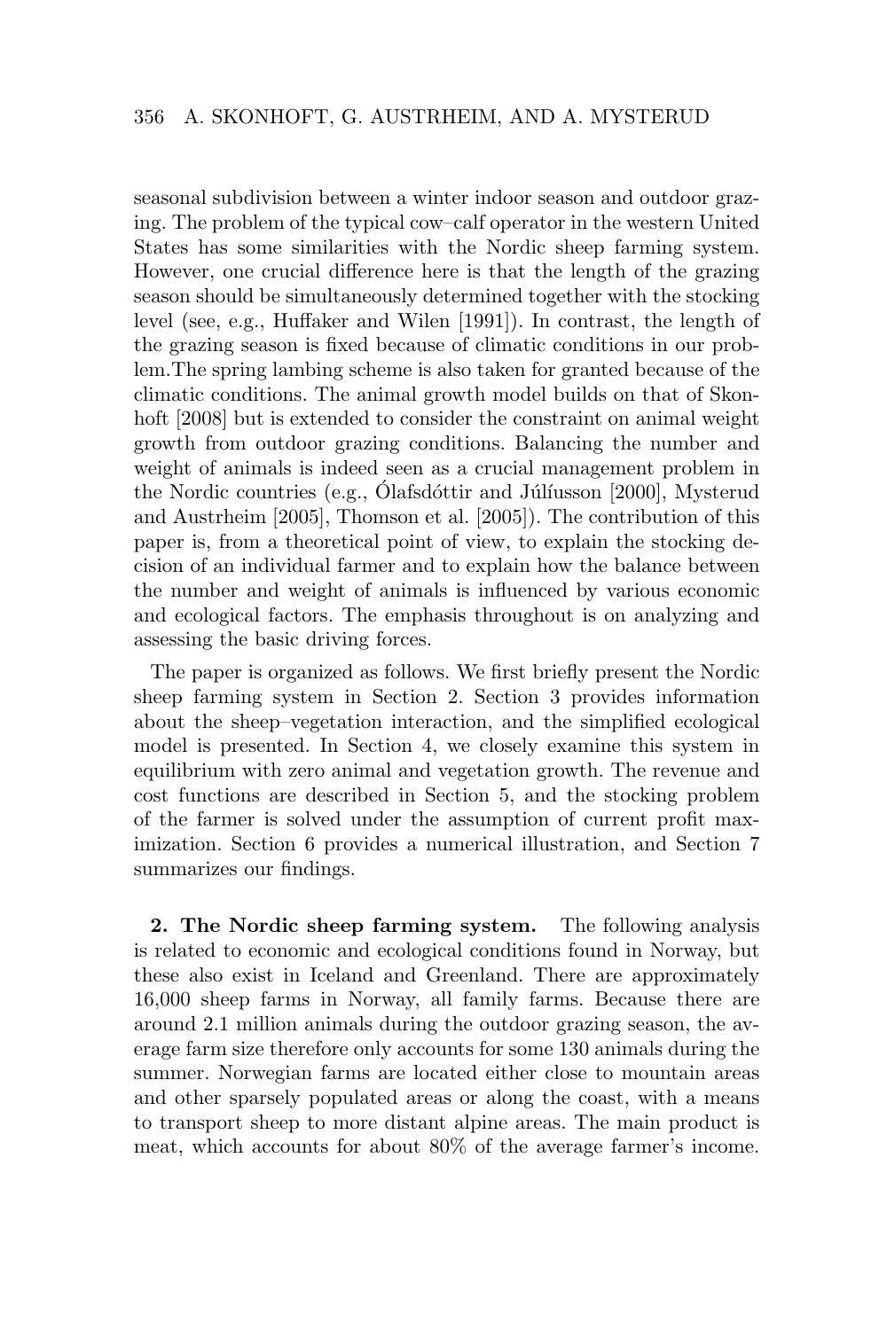seasonal subdivision between a winter indoor season and outdoor grazing. The problem of the typical cow–calf operator in the western United States has some similarities with the Nordic sheep farming system. However, one crucial difference here is that the length of the grazing season should be simultaneously determined together with the stocking level (see, e.g., Huffaker and Wilen [1991]). In contrast, the length of the grazing season is fixed because of climatic conditions in our problem.The spring lambing scheme is also taken for granted because of the climatic conditions. The animal growth model builds on that of Skonhoft [2008] but is extended to consider the constraint on animal weight growth from outdoor grazing conditions. Balancing the number and weight of animals is indeed seen as a crucial management problem in the Nordic countries (e.g., Ólafsdóttir and Júlíusson [2000], Mysterud and Austrheim [2005], Thomson et al. [2005]). The contribution of this paper is, from a theoretical point of view, to explain the stocking decision of an individual farmer and to explain how the balance between the number and weight of animals is influenced by various economic and ecological factors. The emphasis throughout is on analyzing and assessing the basic driving forces.

The paper is organized as follows. We first briefly present the Nordic sheep farming system in Section 2. Section 3 provides information about the sheep–vegetation interaction, and the simplified ecological model is presented. In Section 4, we closely examine this system in equilibrium with zero animal and vegetation growth. The revenue and cost functions are described in Section 5, and the stocking problem of the farmer is solved under the assumption of current profit maximization. Section 6 provides a numerical illustration, and Section 7 summarizes our findings.

**2. The Nordic sheep farming system.** The following analysis is related to economic and ecological conditions found in Norway, but these also exist in Iceland and Greenland. There are approximately 16,000 sheep farms in Norway, all family farms. Because there are around 2.1 million animals during the outdoor grazing season, the average farm size therefore only accounts for some 130 animals during the summer. Norwegian farms are located either close to mountain areas and other sparsely populated areas or along the coast, with a means to transport sheep to more distant alpine areas. The main product is meat, which accounts for about 80% of the average farmer's income.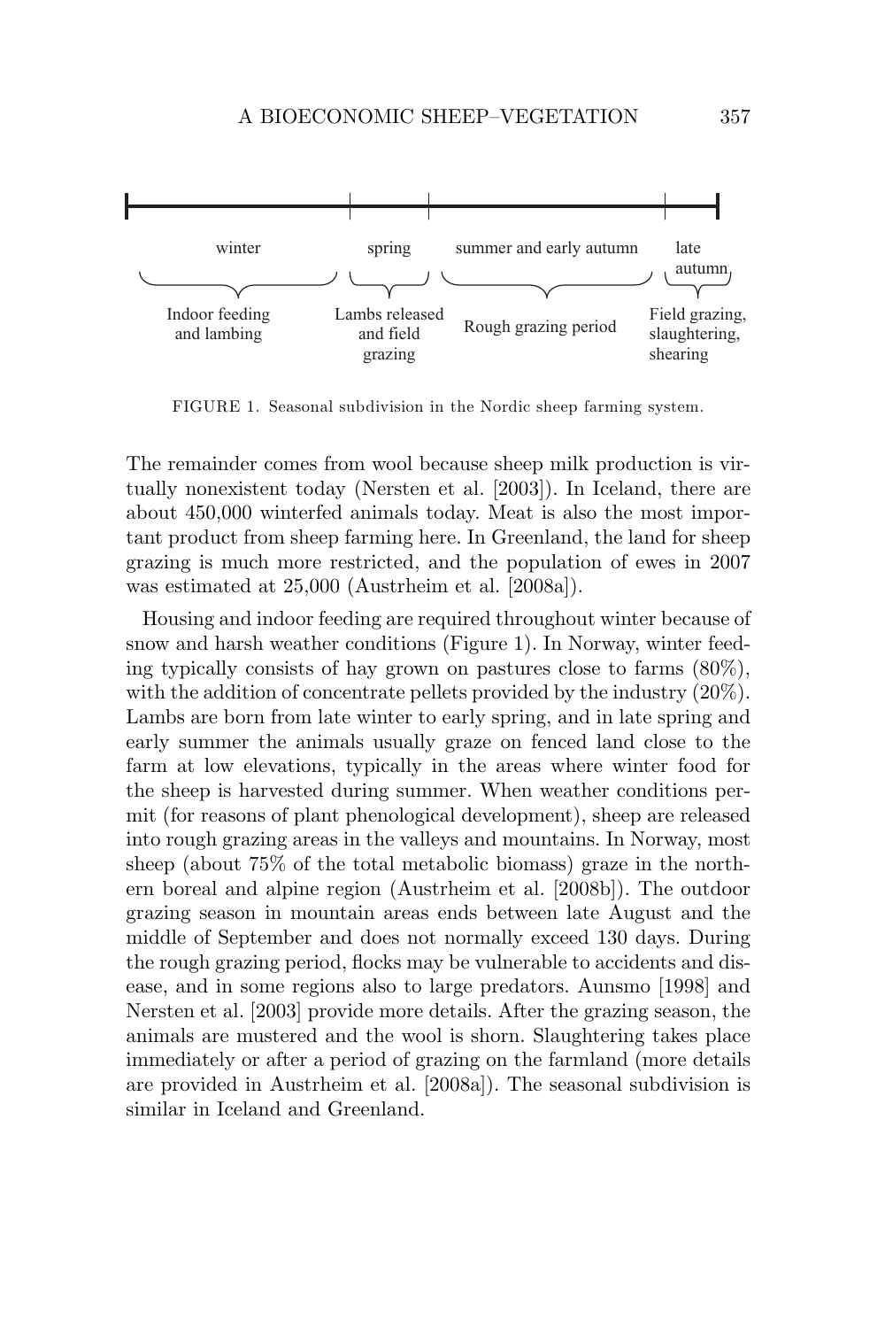| winter | spring | summer and early autumn | late autumn |
|---|---|---|---|
| Indoor feeding and lambing | Lambs released and field grazing | Rough grazing period | Field grazing, slaughtering, shearing |

FIGURE 1. Seasonal subdivision in the Nordic sheep farming system.

The remainder comes from wool because sheep milk production is virtually nonexistent today (Nersten et al. [2003]). In Iceland, there are about 450,000 winterfed animals today. Meat is also the most important product from sheep farming here. In Greenland, the land for sheep grazing is much more restricted, and the population of ewes in 2007 was estimated at 25,000 (Austrheim et al. [2008a]).

Housing and indoor feeding are required throughout winter because of snow and harsh weather conditions (Figure 1). In Norway, winter feeding typically consists of hay grown on pastures close to farms (80%), with the addition of concentrate pellets provided by the industry (20%). Lambs are born from late winter to early spring, and in late spring and early summer the animals usually graze on fenced land close to the farm at low elevations, typically in the areas where winter food for the sheep is harvested during summer. When weather conditions permit (for reasons of plant phenological development), sheep are released into rough grazing areas in the valleys and mountains. In Norway, most sheep (about 75% of the total metabolic biomass) graze in the northern boreal and alpine region (Austrheim et al. [2008b]). The outdoor grazing season in mountain areas ends between late August and the middle of September and does not normally exceed 130 days. During the rough grazing period, flocks may be vulnerable to accidents and disease, and in some regions also to large predators. Aunsmo [1998] and Nersten et al. [2003] provide more details. After the grazing season, the animals are mustered and the wool is shorn. Slaughtering takes place immediately or after a period of grazing on the farmland (more details are provided in Austrheim et al. [2008a]). The seasonal subdivision is similar in Iceland and Greenland.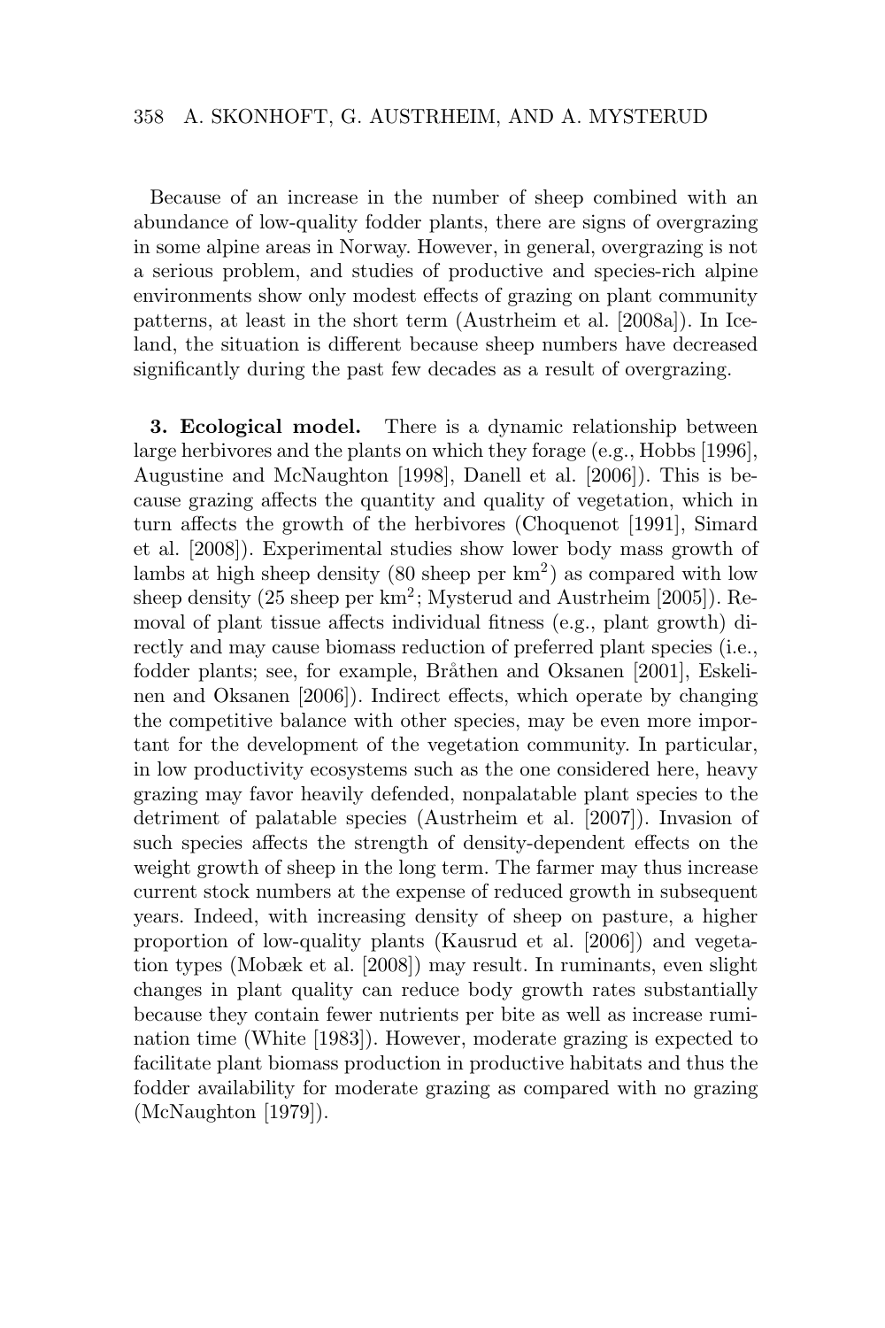Because of an increase in the number of sheep combined with an abundance of low-quality fodder plants, there are signs of overgrazing in some alpine areas in Norway. However, in general, overgrazing is not a serious problem, and studies of productive and species-rich alpine environments show only modest effects of grazing on plant community patterns, at least in the short term (Austrheim et al. [2008a]). In Iceland, the situation is different because sheep numbers have decreased significantly during the past few decades as a result of overgrazing.

**3. Ecological model.** There is a dynamic relationship between large herbivores and the plants on which they forage (e.g., Hobbs [1996], Augustine and McNaughton [1998], Danell et al. [2006]). This is because grazing affects the quantity and quality of vegetation, which in turn affects the growth of the herbivores (Choquenot [1991], Simard et al. [2008]). Experimental studies show lower body mass growth of lambs at high sheep density (80 sheep per km$^2$) as compared with low sheep density (25 sheep per km$^2$; Mysterud and Austrheim [2005]). Removal of plant tissue affects individual fitness (e.g., plant growth) directly and may cause biomass reduction of preferred plant species (i.e., fodder plants; see, for example, Bråthen and Oksanen [2001], Eskelinen and Oksanen [2006]). Indirect effects, which operate by changing the competitive balance with other species, may be even more important for the development of the vegetation community. In particular, in low productivity ecosystems such as the one considered here, heavy grazing may favor heavily defended, nonpalatable plant species to the detriment of palatable species (Austrheim et al. [2007]). Invasion of such species affects the strength of density-dependent effects on the weight growth of sheep in the long term. The farmer may thus increase current stock numbers at the expense of reduced growth in subsequent years. Indeed, with increasing density of sheep on pasture, a higher proportion of low-quality plants (Kausrud et al. [2006]) and vegetation types (Mobæk et al. [2008]) may result. In ruminants, even slight changes in plant quality can reduce body growth rates substantially because they contain fewer nutrients per bite as well as increase rumination time (White [1983]). However, moderate grazing is expected to facilitate plant biomass production in productive habitats and thus the fodder availability for moderate grazing as compared with no grazing (McNaughton [1979]).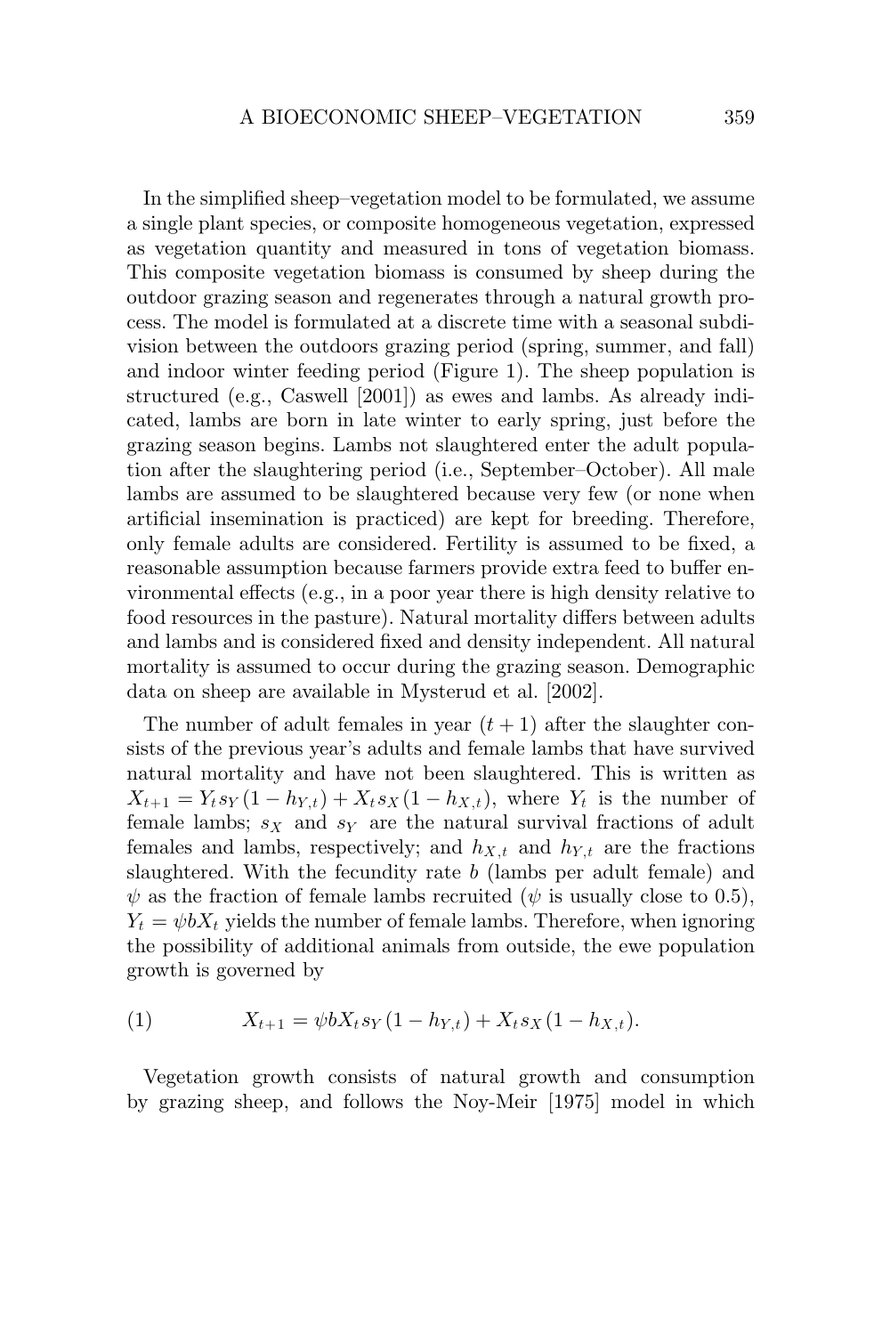In the simplified sheep–vegetation model to be formulated, we assume a single plant species, or composite homogeneous vegetation, expressed as vegetation quantity and measured in tons of vegetation biomass. This composite vegetation biomass is consumed by sheep during the outdoor grazing season and regenerates through a natural growth process. The model is formulated at a discrete time with a seasonal subdivision between the outdoors grazing period (spring, summer, and fall) and indoor winter feeding period (Figure 1). The sheep population is structured (e.g., Caswell [2001]) as ewes and lambs. As already indicated, lambs are born in late winter to early spring, just before the grazing season begins. Lambs not slaughtered enter the adult population after the slaughtering period (i.e., September–October). All male lambs are assumed to be slaughtered because very few (or none when artificial insemination is practiced) are kept for breeding. Therefore, only female adults are considered. Fertility is assumed to be fixed, a reasonable assumption because farmers provide extra feed to buffer environmental effects (e.g., in a poor year there is high density relative to food resources in the pasture). Natural mortality differs between adults and lambs and is considered fixed and density independent. All natural mortality is assumed to occur during the grazing season. Demographic data on sheep are available in Mysterud et al. [2002].

The number of adult females in year $(t+1)$ after the slaughter consists of the previous year's adults and female lambs that have survived natural mortality and have not been slaughtered. This is written as $X_{t+1} = Y_t s_Y (1 - h_{Y,t}) + X_t s_X (1 - h_{X,t})$, where $Y_t$ is the number of female lambs; $s_X$ and $s_Y$ are the natural survival fractions of adult females and lambs, respectively; and $h_{X,t}$ and $h_{Y,t}$ are the fractions slaughtered. With the fecundity rate $b$ (lambs per adult female) and $\psi$ as the fraction of female lambs recruited ($\psi$ is usually close to 0.5), $Y_t = \psi b X_t$ yields the number of female lambs. Therefore, when ignoring the possibility of additional animals from outside, the ewe population growth is governed by

$$X_{t+1} = \psi b X_t s_Y (1 - h_{Y,t}) + X_t s_X (1 - h_{X,t}). \tag{1}$$

Vegetation growth consists of natural growth and consumption by grazing sheep, and follows the Noy-Meir [1975] model in which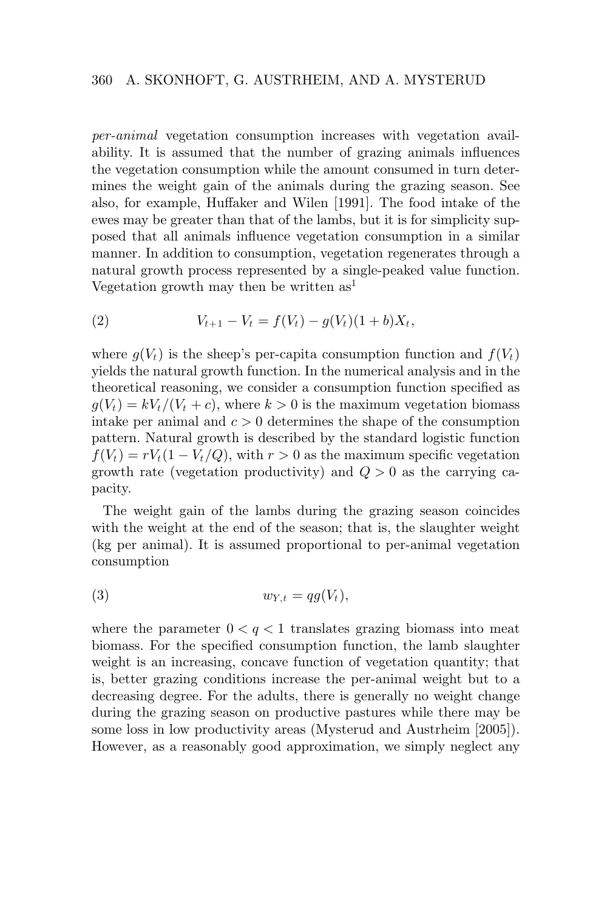*per-animal* vegetation consumption increases with vegetation availability. It is assumed that the number of grazing animals influences the vegetation consumption while the amount consumed in turn determines the weight gain of the animals during the grazing season. See also, for example, Huffaker and Wilen [1991]. The food intake of the ewes may be greater than that of the lambs, but it is for simplicity supposed that all animals influence vegetation consumption in a similar manner. In addition to consumption, vegetation regenerates through a natural growth process represented by a single-peaked value function. Vegetation growth may then be written as[1]

$$V_{t+1} - V_t = f(V_t) - g(V_t)(1 + b)X_t, \tag{2}$$

where $g(V_t)$ is the sheep's per-capita consumption function and $f(V_t)$ yields the natural growth function. In the numerical analysis and in the theoretical reasoning, we consider a consumption function specified as $g(V_t) = kV_t/(V_t + c)$, where $k > 0$ is the maximum vegetation biomass intake per animal and $c > 0$ determines the shape of the consumption pattern. Natural growth is described by the standard logistic function $f(V_t) = rV_t(1 - V_t/Q)$, with $r > 0$ as the maximum specific vegetation growth rate (vegetation productivity) and $Q > 0$ as the carrying capacity.

The weight gain of the lambs during the grazing season coincides with the weight at the end of the season; that is, the slaughter weight (kg per animal). It is assumed proportional to per-animal vegetation consumption

$$w_{Y,t} = qg(V_t), \tag{3}$$

where the parameter $0 < q < 1$ translates grazing biomass into meat biomass. For the specified consumption function, the lamb slaughter weight is an increasing, concave function of vegetation quantity; that is, better grazing conditions increase the per-animal weight but to a decreasing degree. For the adults, there is generally no weight change during the grazing season on productive pastures while there may be some loss in low productivity areas (Mysterud and Austrheim [2005]). However, as a reasonably good approximation, we simply neglect any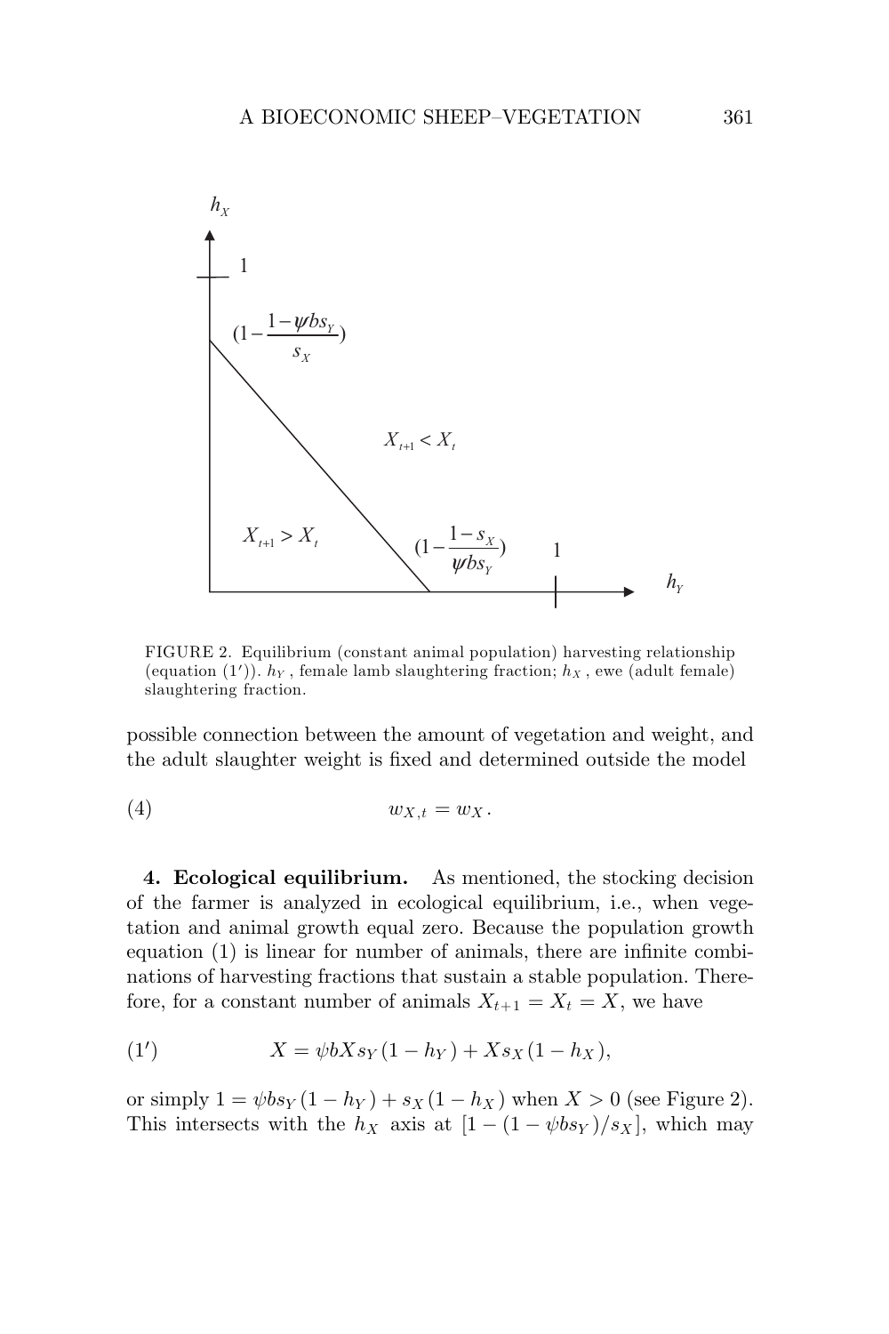FIGURE 2. Equilibrium (constant animal population) harvesting relationship (equation (1′)). $h_Y$, female lamb slaughtering fraction; $h_X$, ewe (adult female) slaughtering fraction.

possible connection between the amount of vegetation and weight, and the adult slaughter weight is fixed and determined outside the model

$$w_{X,t} = w_X. \tag{4}$$

**4. Ecological equilibrium.** As mentioned, the stocking decision of the farmer is analyzed in ecological equilibrium, i.e., when vegetation and animal growth equal zero. Because the population growth equation (1) is linear for number of animals, there are infinite combinations of harvesting fractions that sustain a stable population. Therefore, for a constant number of animals $X_{t+1} = X_t = X$, we have

$$X = \psi b X s_Y (1 - h_Y) + X s_X (1 - h_X), \tag{1′}$$

or simply $1 = \psi b s_Y (1 - h_Y) + s_X (1 - h_X)$ when $X > 0$ (see Figure 2). This intersects with the $h_X$ axis at $[1 - (1 - \psi b s_Y)/s_X]$, which may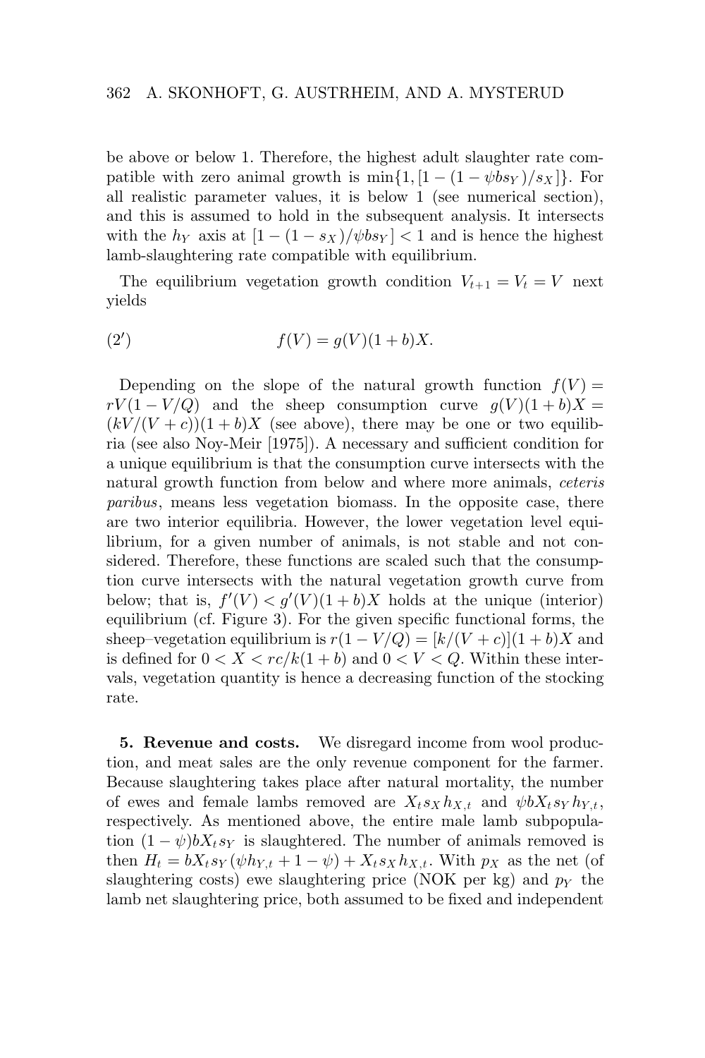be above or below 1. Therefore, the highest adult slaughter rate compatible with zero animal growth is $\min\{1, [1 - (1 - \psi b s_Y)/s_X]\}$. For all realistic parameter values, it is below 1 (see numerical section), and this is assumed to hold in the subsequent analysis. It intersects with the $h_Y$ axis at $[1 - (1 - s_X)/\psi b s_Y] < 1$ and is hence the highest lamb-slaughtering rate compatible with equilibrium.

The equilibrium vegetation growth condition $V_{t+1} = V_t = V$ next yields

$$(2') \qquad f(V) = g(V)(1 + b)X.$$

Depending on the slope of the natural growth function $f(V) = rV(1 - V/Q)$ and the sheep consumption curve $g(V)(1 + b)X = (kV/(V + c))(1 + b)X$ (see above), there may be one or two equilibria (see also Noy-Meir [1975]). A necessary and sufficient condition for a unique equilibrium is that the consumption curve intersects with the natural growth function from below and where more animals, *ceteris paribus*, means less vegetation biomass. In the opposite case, there are two interior equilibria. However, the lower vegetation level equilibrium, for a given number of animals, is not stable and not considered. Therefore, these functions are scaled such that the consumption curve intersects with the natural vegetation growth curve from below; that is, $f'(V) < g'(V)(1 + b)X$ holds at the unique (interior) equilibrium (cf. Figure 3). For the given specific functional forms, the sheep–vegetation equilibrium is $r(1 - V/Q) = [k/(V + c)](1 + b)X$ and is defined for $0 < X < rc/k(1 + b)$ and $0 < V < Q$. Within these intervals, vegetation quantity is hence a decreasing function of the stocking rate.

**5. Revenue and costs.** We disregard income from wool production, and meat sales are the only revenue component for the farmer. Because slaughtering takes place after natural mortality, the number of ewes and female lambs removed are $X_t s_X h_{X,t}$ and $\psi b X_t s_Y h_{Y,t}$, respectively. As mentioned above, the entire male lamb subpopulation $(1 - \psi) b X_t s_Y$ is slaughtered. The number of animals removed is then $H_t = b X_t s_Y (\psi h_{Y,t} + 1 - \psi) + X_t s_X h_{X,t}$. With $p_X$ as the net (of slaughtering costs) ewe slaughtering price (NOK per kg) and $p_Y$ the lamb net slaughtering price, both assumed to be fixed and independent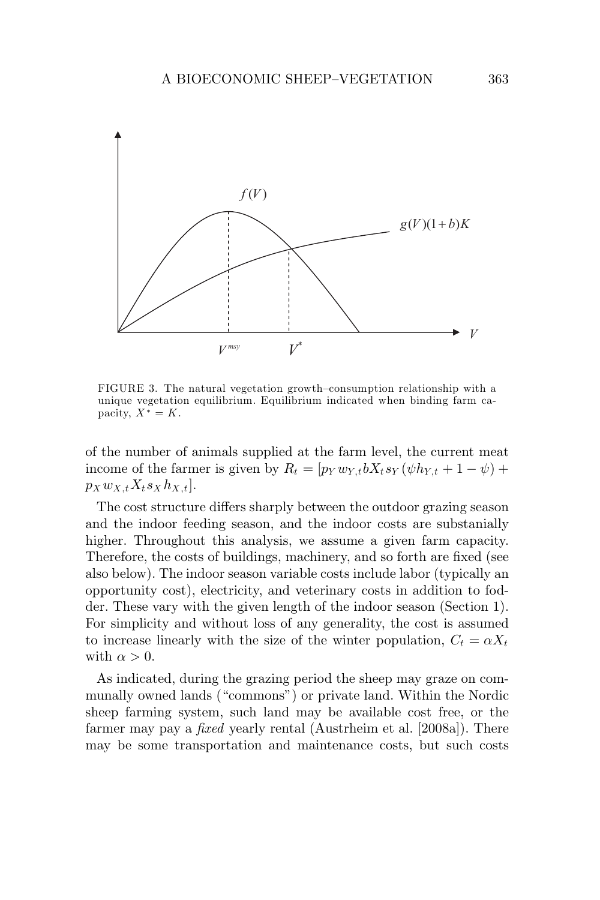FIGURE 3. The natural vegetation growth–consumption relationship with a unique vegetation equilibrium. Equilibrium indicated when binding farm capacity, $X^* = K$.

of the number of animals supplied at the farm level, the current meat income of the farmer is given by $R_t = [p_Y w_{Y,t} b X_t s_Y (\psi h_{Y,t} + 1 - \psi) + p_X w_{X,t} X_t s_X h_{X,t}]$.

The cost structure differs sharply between the outdoor grazing season and the indoor feeding season, and the indoor costs are substanially higher. Throughout this analysis, we assume a given farm capacity. Therefore, the costs of buildings, machinery, and so forth are fixed (see also below). The indoor season variable costs include labor (typically an opportunity cost), electricity, and veterinary costs in addition to fodder. These vary with the given length of the indoor season (Section 1). For simplicity and without loss of any generality, the cost is assumed to increase linearly with the size of the winter population, $C_t = \alpha X_t$ with $\alpha > 0$.

As indicated, during the grazing period the sheep may graze on communally owned lands ("commons") or private land. Within the Nordic sheep farming system, such land may be available cost free, or the farmer may pay a *fixed* yearly rental (Austrheim et al. [2008a]). There may be some transportation and maintenance costs, but such costs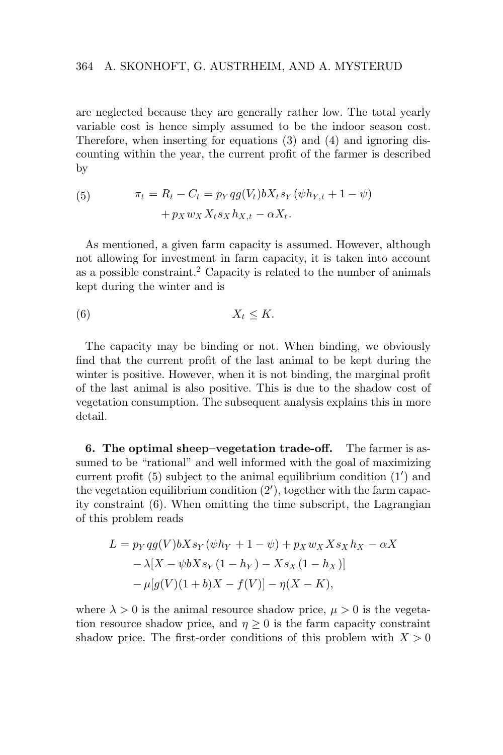are neglected because they are generally rather low. The total yearly variable cost is hence simply assumed to be the indoor season cost. Therefore, when inserting for equations (3) and (4) and ignoring discounting within the year, the current profit of the farmer is described by

$$\pi_t = R_t - C_t = p_Y q g(V_t) b X_t s_Y (\psi h_{Y,t} + 1 - \psi) + p_X w_X X_t s_X h_{X,t} - \alpha X_t. \tag{5}$$

As mentioned, a given farm capacity is assumed. However, although not allowing for investment in farm capacity, it is taken into account as a possible constraint.[2] Capacity is related to the number of animals kept during the winter and is

$$X_t \leq K. \tag{6}$$

The capacity may be binding or not. When binding, we obviously find that the current profit of the last animal to be kept during the winter is positive. However, when it is not binding, the marginal profit of the last animal is also positive. This is due to the shadow cost of vegetation consumption. The subsequent analysis explains this in more detail.

**6. The optimal sheep–vegetation trade-off.** The farmer is assumed to be "rational" and well informed with the goal of maximizing current profit (5) subject to the animal equilibrium condition (1′) and the vegetation equilibrium condition (2′), together with the farm capacity constraint (6). When omitting the time subscript, the Lagrangian of this problem reads

$$\begin{aligned} L = {} & p_Y q g(V) b X s_Y (\psi h_Y + 1 - \psi) + p_X w_X X s_X h_X - \alpha X \\ & - \lambda[X - \psi b X s_Y (1 - h_Y) - X s_X (1 - h_X)] \\ & - \mu[g(V)(1 + b)X - f(V)] - \eta(X - K), \end{aligned}$$

where $\lambda > 0$ is the animal resource shadow price, $\mu > 0$ is the vegetation resource shadow price, and $\eta \geq 0$ is the farm capacity constraint shadow price. The first-order conditions of this problem with $X > 0$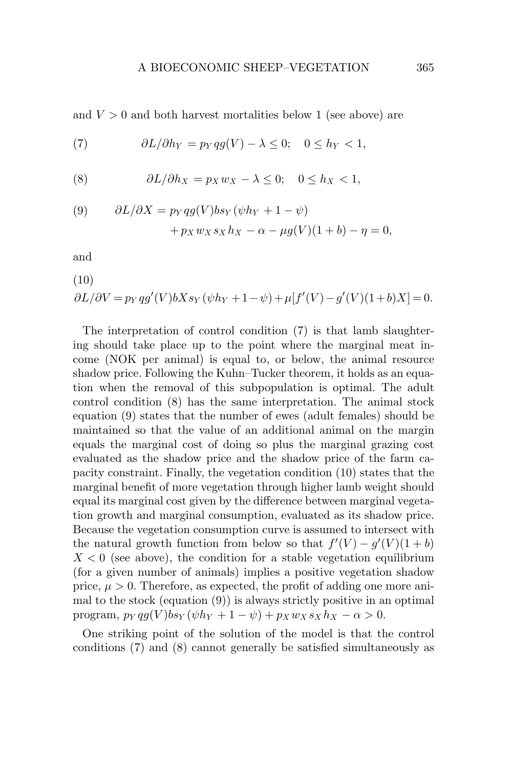and $V > 0$ and both harvest mortalities below 1 (see above) are

$$\partial L/\partial h_Y = p_Y q g(V) - \lambda \leq 0; \quad 0 \leq h_Y < 1, \tag{7}$$

$$\partial L/\partial h_X = p_X w_X - \lambda \leq 0; \quad 0 \leq h_X < 1, \tag{8}$$

$$\partial L/\partial X = p_Y q g(V) b s_Y (\psi h_Y + 1 - \psi) + p_X w_X s_X h_X - \alpha - \mu g(V)(1+b) - \eta = 0, \tag{9}$$

and

$$\partial L/\partial V = p_Y q g'(V) b X s_Y (\psi h_Y + 1 - \psi) + \mu [f'(V) - g'(V)(1+b) X] = 0. \tag{10}$$

The interpretation of control condition (7) is that lamb slaughtering should take place up to the point where the marginal meat income (NOK per animal) is equal to, or below, the animal resource shadow price. Following the Kuhn–Tucker theorem, it holds as an equation when the removal of this subpopulation is optimal. The adult control condition (8) has the same interpretation. The animal stock equation (9) states that the number of ewes (adult females) should be maintained so that the value of an additional animal on the margin equals the marginal cost of doing so plus the marginal grazing cost evaluated as the shadow price and the shadow price of the farm capacity constraint. Finally, the vegetation condition (10) states that the marginal benefit of more vegetation through higher lamb weight should equal its marginal cost given by the difference between marginal vegetation growth and marginal consumption, evaluated as its shadow price. Because the vegetation consumption curve is assumed to intersect with the natural growth function from below so that $f'(V) - g'(V)(1+b) X < 0$ (see above), the condition for a stable vegetation equilibrium (for a given number of animals) implies a positive vegetation shadow price, $\mu > 0$. Therefore, as expected, the profit of adding one more animal to the stock (equation (9)) is always strictly positive in an optimal program, $p_Y q g(V) b s_Y (\psi h_Y + 1 - \psi) + p_X w_X s_X h_X - \alpha > 0$.

One striking point of the solution of the model is that the control conditions (7) and (8) cannot generally be satisfied simultaneously as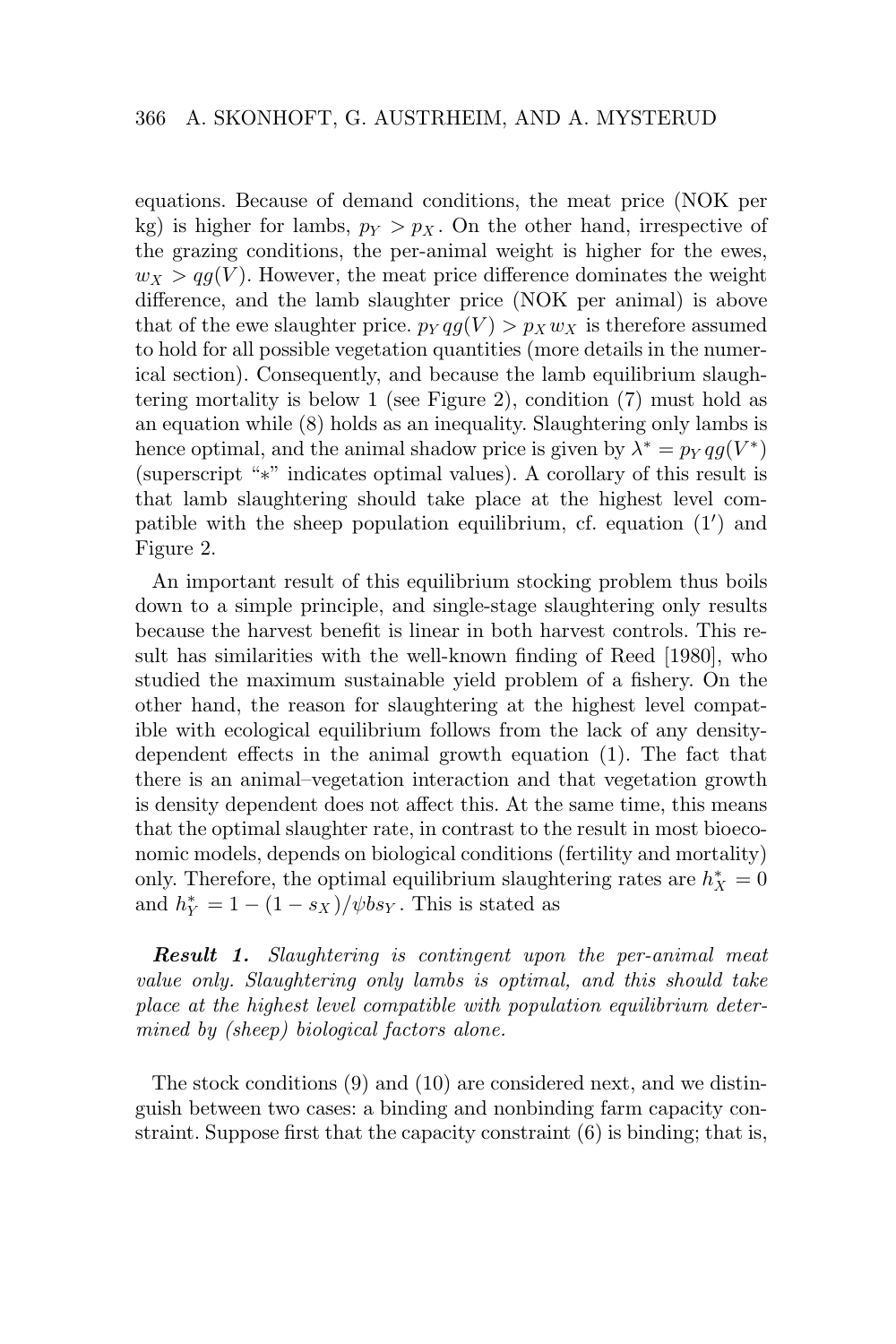equations. Because of demand conditions, the meat price (NOK per kg) is higher for lambs, $p_Y > p_X$. On the other hand, irrespective of the grazing conditions, the per-animal weight is higher for the ewes, $w_X > qg(V)$. However, the meat price difference dominates the weight difference, and the lamb slaughter price (NOK per animal) is above that of the ewe slaughter price. $p_Y qg(V) > p_X w_X$ is therefore assumed to hold for all possible vegetation quantities (more details in the numerical section). Consequently, and because the lamb equilibrium slaughtering mortality is below 1 (see Figure 2), condition (7) must hold as an equation while (8) holds as an inequality. Slaughtering only lambs is hence optimal, and the animal shadow price is given by $\lambda^* = p_Y qg(V^*)$ (superscript "$*$" indicates optimal values). A corollary of this result is that lamb slaughtering should take place at the highest level compatible with the sheep population equilibrium, cf. equation ($1'$) and Figure 2.

An important result of this equilibrium stocking problem thus boils down to a simple principle, and single-stage slaughtering only results because the harvest benefit is linear in both harvest controls. This result has similarities with the well-known finding of Reed [1980], who studied the maximum sustainable yield problem of a fishery. On the other hand, the reason for slaughtering at the highest level compatible with ecological equilibrium follows from the lack of any density-dependent effects in the animal growth equation (1). The fact that there is an animal–vegetation interaction and that vegetation growth is density dependent does not affect this. At the same time, this means that the optimal slaughter rate, in contrast to the result in most bioeconomic models, depends on biological conditions (fertility and mortality) only. Therefore, the optimal equilibrium slaughtering rates are $h_X^* = 0$ and $h_Y^* = 1 - (1 - s_X)/\psi b s_Y$. This is stated as

***Result 1.*** *Slaughtering is contingent upon the per-animal meat value only. Slaughtering only lambs is optimal, and this should take place at the highest level compatible with population equilibrium determined by (sheep) biological factors alone.*

The stock conditions (9) and (10) are considered next, and we distinguish between two cases: a binding and nonbinding farm capacity constraint. Suppose first that the capacity constraint (6) is binding; that is,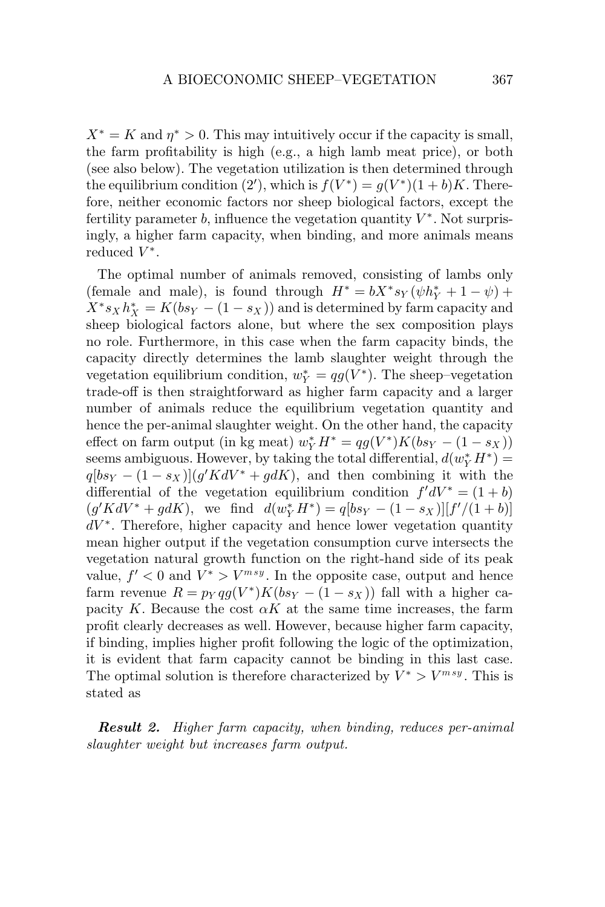$X^* = K$ and $\eta^* > 0$. This may intuitively occur if the capacity is small, the farm profitability is high (e.g., a high lamb meat price), or both (see also below). The vegetation utilization is then determined through the equilibrium condition (2′), which is $f(V^*) = g(V^*)(1 + b)K$. Therefore, neither economic factors nor sheep biological factors, except the fertility parameter $b$, influence the vegetation quantity $V^*$. Not surprisingly, a higher farm capacity, when binding, and more animals means reduced $V^*$.

The optimal number of animals removed, consisting of lambs only (female and male), is found through $H^* = bX^* s_Y(\psi h_Y^* + 1 - \psi) + X^* s_X h_X^* = K(bs_Y - (1 - s_X))$ and is determined by farm capacity and sheep biological factors alone, but where the sex composition plays no role. Furthermore, in this case when the farm capacity binds, the capacity directly determines the lamb slaughter weight through the vegetation equilibrium condition, $w_Y^* = qg(V^*)$. The sheep–vegetation trade-off is then straightforward as higher farm capacity and a larger number of animals reduce the equilibrium vegetation quantity and hence the per-animal slaughter weight. On the other hand, the capacity effect on farm output (in kg meat) $w_Y^* H^* = qg(V^*)K(bs_Y - (1 - s_X))$ seems ambiguous. However, by taking the total differential, $d(w_Y^* H^*) = q[bs_Y - (1 - s_X)](g'KdV^* + gdK)$, and then combining it with the differential of the vegetation equilibrium condition $f'dV^* = (1 + b)(g'KdV^* + gdK)$, we find $d(w_Y^* H^*) = q[bs_Y - (1 - s_X)][f'/(1 + b)] dV^*$. Therefore, higher capacity and hence lower vegetation quantity mean higher output if the vegetation consumption curve intersects the vegetation natural growth function on the right-hand side of its peak value, $f' < 0$ and $V^* > V^{msy}$. In the opposite case, output and hence farm revenue $R = p_Y qg(V^*)K(bs_Y - (1 - s_X))$ fall with a higher capacity $K$. Because the cost $\alpha K$ at the same time increases, the farm profit clearly decreases as well. However, because higher farm capacity, if binding, implies higher profit following the logic of the optimization, it is evident that farm capacity cannot be binding in this last case. The optimal solution is therefore characterized by $V^* > V^{msy}$. This is stated as

***Result 2.*** *Higher farm capacity, when binding, reduces per-animal slaughter weight but increases farm output.*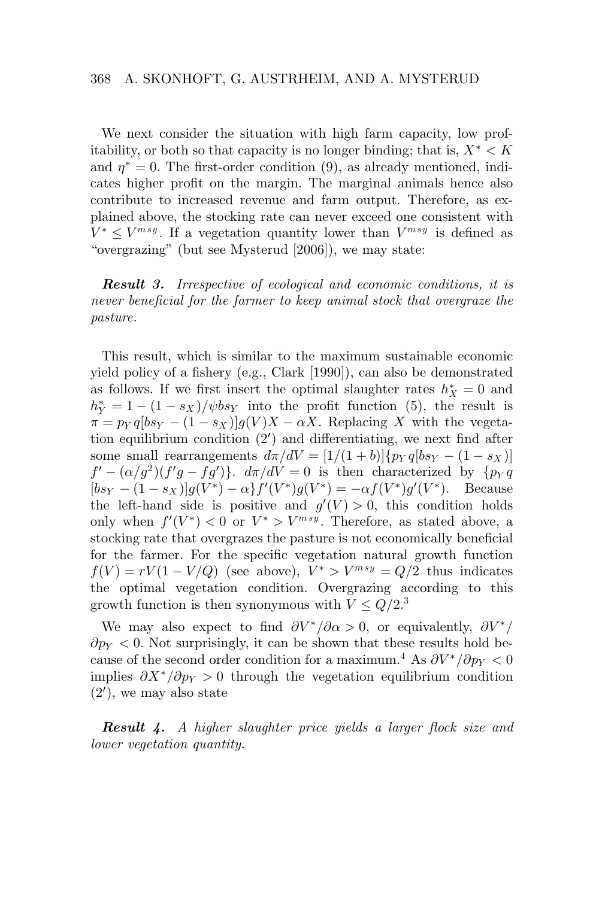We next consider the situation with high farm capacity, low profitability, or both so that capacity is no longer binding; that is, $X^* < K$ and $\eta^* = 0$. The first-order condition (9), as already mentioned, indicates higher profit on the margin. The marginal animals hence also contribute to increased revenue and farm output. Therefore, as explained above, the stocking rate can never exceed one consistent with $V^* \leq V^{msy}$. If a vegetation quantity lower than $V^{msy}$ is defined as "overgrazing" (but see Mysterud [2006]), we may state:

***Result 3.*** *Irrespective of ecological and economic conditions, it is never beneficial for the farmer to keep animal stock that overgraze the pasture.*

This result, which is similar to the maximum sustainable economic yield policy of a fishery (e.g., Clark [1990]), can also be demonstrated as follows. If we first insert the optimal slaughter rates $h_X^* = 0$ and $h_Y^* = 1 - (1 - s_X)/\psi b s_Y$ into the profit function (5), the result is $\pi = p_Y q[b s_Y - (1 - s_X)]g(V)X - \alpha X$. Replacing $X$ with the vegetation equilibrium condition (2′) and differentiating, we next find after some small rearrangements $d\pi/dV = [1/(1+b)]\{p_Y q[b s_Y - (1 - s_X)] f' - (\alpha/g^2)(f'g - fg')\}$. $d\pi/dV = 0$ is then characterized by $\{p_Y q [b s_Y - (1 - s_X)]g(V^*) - \alpha\}f'(V^*)g(V^*) = -\alpha f(V^*)g'(V^*)$. Because the left-hand side is positive and $g'(V) > 0$, this condition holds only when $f'(V^*) < 0$ or $V^* > V^{msy}$. Therefore, as stated above, a stocking rate that overgrazes the pasture is not economically beneficial for the farmer. For the specific vegetation natural growth function $f(V) = rV(1 - V/Q)$ (see above), $V^* > V^{msy} = Q/2$ thus indicates the optimal vegetation condition. Overgrazing according to this growth function is then synonymous with $V \leq Q/2$.[3]

We may also expect to find $\partial V^*/\partial \alpha > 0$, or equivalently, $\partial V^*/\partial p_Y < 0$. Not surprisingly, it can be shown that these results hold because of the second order condition for a maximum.[4] As $\partial V^*/\partial p_Y < 0$ implies $\partial X^*/\partial p_Y > 0$ through the vegetation equilibrium condition (2′), we may also state

***Result 4.*** *A higher slaughter price yields a larger flock size and lower vegetation quantity.*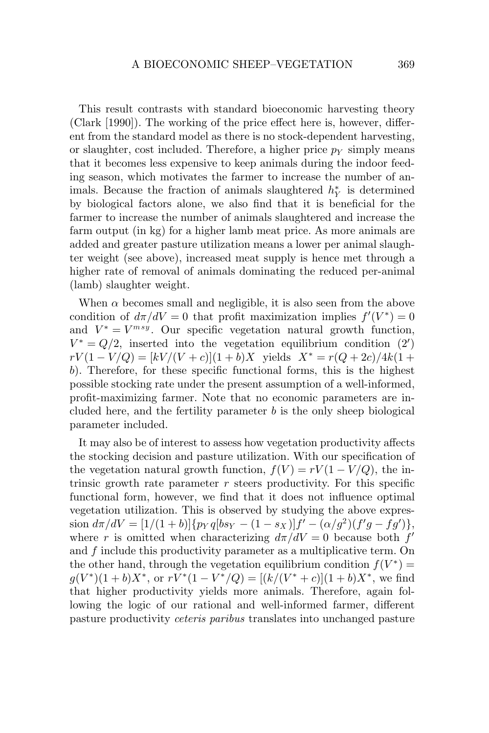This result contrasts with standard bioeconomic harvesting theory (Clark [1990]). The working of the price effect here is, however, different from the standard model as there is no stock-dependent harvesting, or slaughter, cost included. Therefore, a higher price $p_Y$ simply means that it becomes less expensive to keep animals during the indoor feeding season, which motivates the farmer to increase the number of animals. Because the fraction of animals slaughtered $h_Y^*$ is determined by biological factors alone, we also find that it is beneficial for the farmer to increase the number of animals slaughtered and increase the farm output (in kg) for a higher lamb meat price. As more animals are added and greater pasture utilization means a lower per animal slaughter weight (see above), increased meat supply is hence met through a higher rate of removal of animals dominating the reduced per-animal (lamb) slaughter weight.

When $\alpha$ becomes small and negligible, it is also seen from the above condition of $d\pi/dV = 0$ that profit maximization implies $f'(V^*) = 0$ and $V^* = V^{msy}$. Our specific vegetation natural growth function, $V^* = Q/2$, inserted into the vegetation equilibrium condition $(2')$ $rV(1 - V/Q) = [kV/(V + c)](1 + b)X$ yields $X^* = r(Q + 2c)/4k(1 + b)$. Therefore, for these specific functional forms, this is the highest possible stocking rate under the present assumption of a well-informed, profit-maximizing farmer. Note that no economic parameters are included here, and the fertility parameter $b$ is the only sheep biological parameter included.

It may also be of interest to assess how vegetation productivity affects the stocking decision and pasture utilization. With our specification of the vegetation natural growth function, $f(V) = rV(1 - V/Q)$, the intrinsic growth rate parameter $r$ steers productivity. For this specific functional form, however, we find that it does not influence optimal vegetation utilization. This is observed by studying the above expression $d\pi/dV = [1/(1 + b)]\{p_Y q[bs_Y - (1 - s_X)]f' - (\alpha/g^2)(f'g - fg')\}$, where $r$ is omitted when characterizing $d\pi/dV = 0$ because both $f'$ and $f$ include this productivity parameter as a multiplicative term. On the other hand, through the vegetation equilibrium condition $f(V^*) = g(V^*)(1 + b)X^*$, or $rV^*(1 - V^*/Q) = [(k/(V^* + c)](1 + b)X^*$, we find that higher productivity yields more animals. Therefore, again following the logic of our rational and well-informed farmer, different pasture productivity *ceteris paribus* translates into unchanged pasture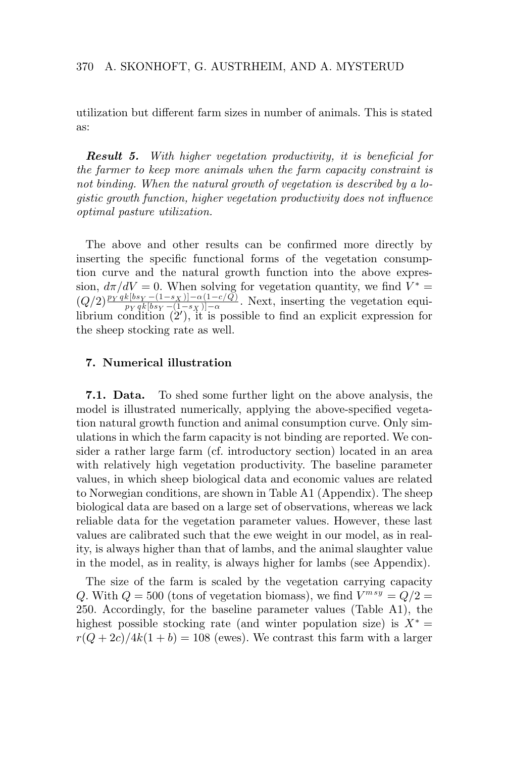utilization but different farm sizes in number of animals. This is stated as:

***Result 5.*** *With higher vegetation productivity, it is beneficial for the farmer to keep more animals when the farm capacity constraint is not binding. When the natural growth of vegetation is described by a logistic growth function, higher vegetation productivity does not influence optimal pasture utilization.*

The above and other results can be confirmed more directly by inserting the specific functional forms of the vegetation consumption curve and the natural growth function into the above expression, $d\pi/dV = 0$. When solving for vegetation quantity, we find $V^* = (Q/2)\frac{p_Y qk[bs_Y - (1-s_X)] - \alpha(1-c/Q)}{p_Y qk[bs_Y - (1-s_X)] - \alpha}$. Next, inserting the vegetation equilibrium condition $(2')$, it is possible to find an explicit expression for the sheep stocking rate as well.

## 7. Numerical illustration

**7.1. Data.** To shed some further light on the above analysis, the model is illustrated numerically, applying the above-specified vegetation natural growth function and animal consumption curve. Only simulations in which the farm capacity is not binding are reported. We consider a rather large farm (cf. introductory section) located in an area with relatively high vegetation productivity. The baseline parameter values, in which sheep biological data and economic values are related to Norwegian conditions, are shown in Table A1 (Appendix). The sheep biological data are based on a large set of observations, whereas we lack reliable data for the vegetation parameter values. However, these last values are calibrated such that the ewe weight in our model, as in reality, is always higher than that of lambs, and the animal slaughter value in the model, as in reality, is always higher for lambs (see Appendix).

The size of the farm is scaled by the vegetation carrying capacity $Q$. With $Q = 500$ (tons of vegetation biomass), we find $V^{msy} = Q/2 = 250$. Accordingly, for the baseline parameter values (Table A1), the highest possible stocking rate (and winter population size) is $X^* = r(Q + 2c)/4k(1 + b) = 108$ (ewes). We contrast this farm with a larger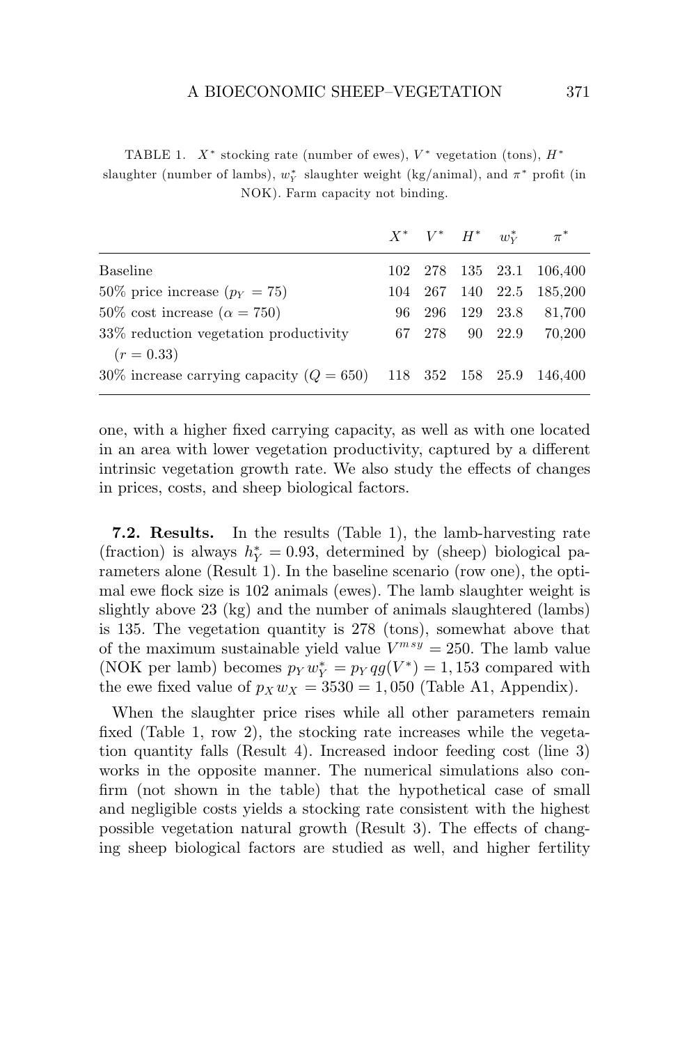TABLE 1. $X^*$ stocking rate (number of ewes), $V^*$ vegetation (tons), $H^*$ slaughter (number of lambs), $w_Y^*$ slaughter weight (kg/animal), and $\pi^*$ profit (in NOK). Farm capacity not binding.

| | $X^*$ | $V^*$ | $H^*$ | $w_Y^*$ | $\pi^*$ |
|---|---|---|---|---|---|
| Baseline | 102 | 278 | 135 | 23.1 | 106,400 |
| 50% price increase ($p_Y = 75$) | 104 | 267 | 140 | 22.5 | 185,200 |
| 50% cost increase ($\alpha = 750$) | 96 | 296 | 129 | 23.8 | 81,700 |
| 33% reduction vegetation productivity ($r = 0.33$) | 67 | 278 | 90 | 22.9 | 70,200 |
| 30% increase carrying capacity ($Q = 650$) | 118 | 352 | 158 | 25.9 | 146,400 |

one, with a higher fixed carrying capacity, as well as with one located in an area with lower vegetation productivity, captured by a different intrinsic vegetation growth rate. We also study the effects of changes in prices, costs, and sheep biological factors.

**7.2. Results.** In the results (Table 1), the lamb-harvesting rate (fraction) is always $h_Y^* = 0.93$, determined by (sheep) biological parameters alone (Result 1). In the baseline scenario (row one), the optimal ewe flock size is 102 animals (ewes). The lamb slaughter weight is slightly above 23 (kg) and the number of animals slaughtered (lambs) is 135. The vegetation quantity is 278 (tons), somewhat above that of the maximum sustainable yield value $V^{msy} = 250$. The lamb value (NOK per lamb) becomes $p_Y w_Y^* = p_Y qg(V^*) = 1{,}153$ compared with the ewe fixed value of $p_X w_X = 3530 = 1{,}050$ (Table A1, Appendix).

When the slaughter price rises while all other parameters remain fixed (Table 1, row 2), the stocking rate increases while the vegetation quantity falls (Result 4). Increased indoor feeding cost (line 3) works in the opposite manner. The numerical simulations also confirm (not shown in the table) that the hypothetical case of small and negligible costs yields a stocking rate consistent with the highest possible vegetation natural growth (Result 3). The effects of changing sheep biological factors are studied as well, and higher fertility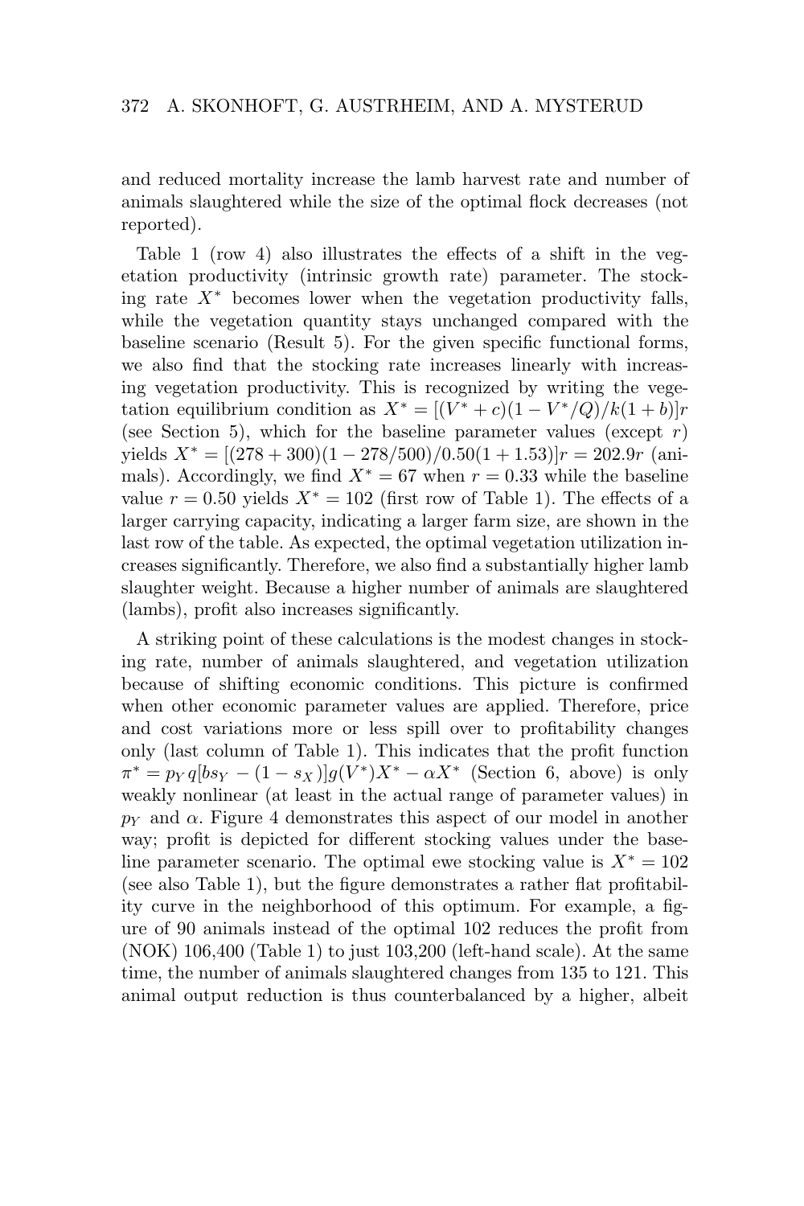and reduced mortality increase the lamb harvest rate and number of animals slaughtered while the size of the optimal flock decreases (not reported).

Table 1 (row 4) also illustrates the effects of a shift in the vegetation productivity (intrinsic growth rate) parameter. The stocking rate $X^*$ becomes lower when the vegetation productivity falls, while the vegetation quantity stays unchanged compared with the baseline scenario (Result 5). For the given specific functional forms, we also find that the stocking rate increases linearly with increasing vegetation productivity. This is recognized by writing the vegetation equilibrium condition as $X^* = [(V^* + c)(1 - V^*/Q)/k(1 + b)]r$ (see Section 5), which for the baseline parameter values (except $r$) yields $X^* = [(278 + 300)(1 - 278/500)/0.50(1 + 1.53)]r = 202.9r$ (animals). Accordingly, we find $X^* = 67$ when $r = 0.33$ while the baseline value $r = 0.50$ yields $X^* = 102$ (first row of Table 1). The effects of a larger carrying capacity, indicating a larger farm size, are shown in the last row of the table. As expected, the optimal vegetation utilization increases significantly. Therefore, we also find a substantially higher lamb slaughter weight. Because a higher number of animals are slaughtered (lambs), profit also increases significantly.

A striking point of these calculations is the modest changes in stocking rate, number of animals slaughtered, and vegetation utilization because of shifting economic conditions. This picture is confirmed when other economic parameter values are applied. Therefore, price and cost variations more or less spill over to profitability changes only (last column of Table 1). This indicates that the profit function $\pi^* = p_Y q[bs_Y - (1 - s_X)]g(V^*)X^* - \alpha X^*$ (Section 6, above) is only weakly nonlinear (at least in the actual range of parameter values) in $p_Y$ and $\alpha$. Figure 4 demonstrates this aspect of our model in another way; profit is depicted for different stocking values under the baseline parameter scenario. The optimal ewe stocking value is $X^* = 102$ (see also Table 1), but the figure demonstrates a rather flat profitability curve in the neighborhood of this optimum. For example, a figure of 90 animals instead of the optimal 102 reduces the profit from (NOK) 106,400 (Table 1) to just 103,200 (left-hand scale). At the same time, the number of animals slaughtered changes from 135 to 121. This animal output reduction is thus counterbalanced by a higher, albeit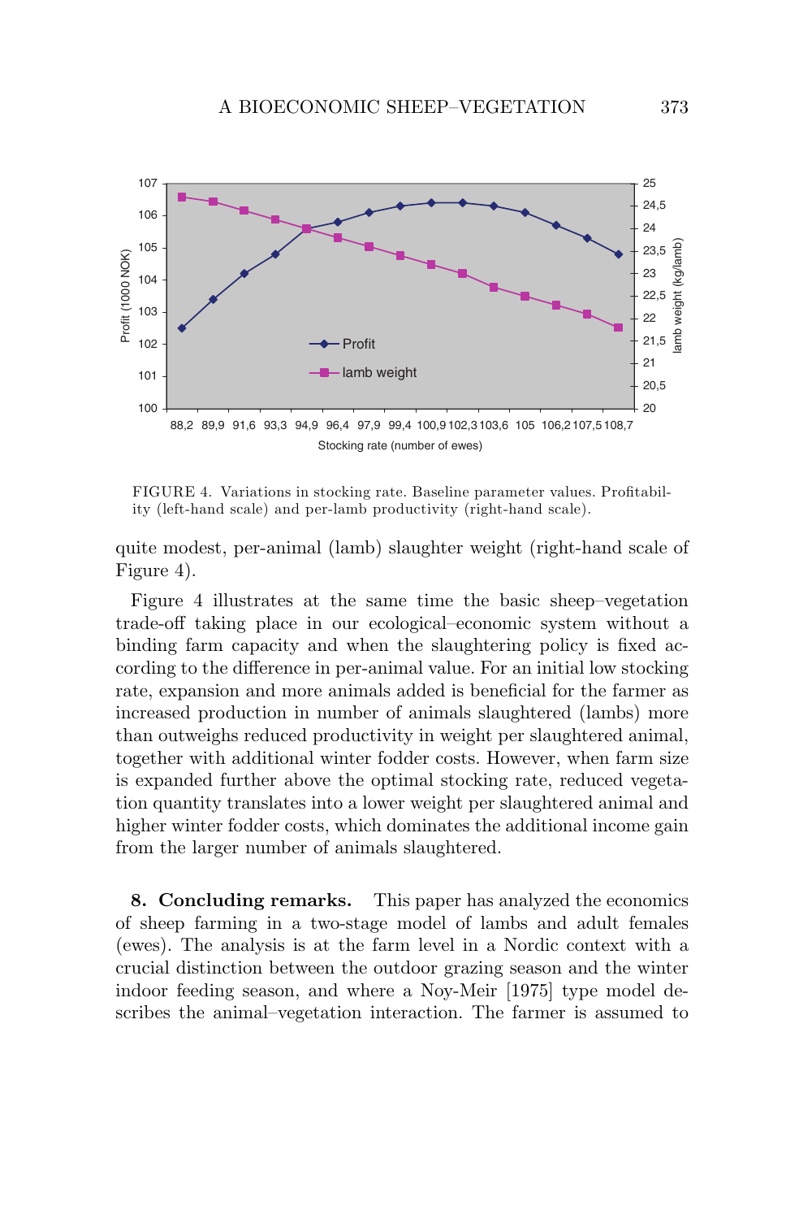FIGURE 4. Variations in stocking rate. Baseline parameter values. Profitability (left-hand scale) and per-lamb productivity (right-hand scale).

quite modest, per-animal (lamb) slaughter weight (right-hand scale of Figure 4).

Figure 4 illustrates at the same time the basic sheep–vegetation trade-off taking place in our ecological–economic system without a binding farm capacity and when the slaughtering policy is fixed according to the difference in per-animal value. For an initial low stocking rate, expansion and more animals added is beneficial for the farmer as increased production in number of animals slaughtered (lambs) more than outweighs reduced productivity in weight per slaughtered animal, together with additional winter fodder costs. However, when farm size is expanded further above the optimal stocking rate, reduced vegetation quantity translates into a lower weight per slaughtered animal and higher winter fodder costs, which dominates the additional income gain from the larger number of animals slaughtered.

## 8. Concluding remarks.

This paper has analyzed the economics of sheep farming in a two-stage model of lambs and adult females (ewes). The analysis is at the farm level in a Nordic context with a crucial distinction between the outdoor grazing season and the winter indoor feeding season, and where a Noy-Meir [1975] type model describes the animal–vegetation interaction. The farmer is assumed to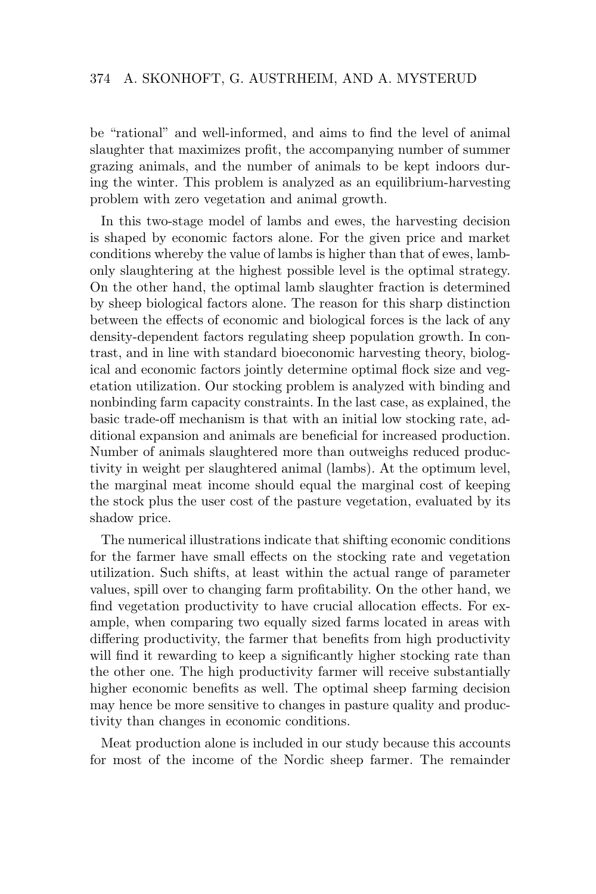be "rational" and well-informed, and aims to find the level of animal slaughter that maximizes profit, the accompanying number of summer grazing animals, and the number of animals to be kept indoors during the winter. This problem is analyzed as an equilibrium-harvesting problem with zero vegetation and animal growth.

In this two-stage model of lambs and ewes, the harvesting decision is shaped by economic factors alone. For the given price and market conditions whereby the value of lambs is higher than that of ewes, lamb-only slaughtering at the highest possible level is the optimal strategy. On the other hand, the optimal lamb slaughter fraction is determined by sheep biological factors alone. The reason for this sharp distinction between the effects of economic and biological forces is the lack of any density-dependent factors regulating sheep population growth. In contrast, and in line with standard bioeconomic harvesting theory, biological and economic factors jointly determine optimal flock size and vegetation utilization. Our stocking problem is analyzed with binding and nonbinding farm capacity constraints. In the last case, as explained, the basic trade-off mechanism is that with an initial low stocking rate, additional expansion and animals are beneficial for increased production. Number of animals slaughtered more than outweighs reduced productivity in weight per slaughtered animal (lambs). At the optimum level, the marginal meat income should equal the marginal cost of keeping the stock plus the user cost of the pasture vegetation, evaluated by its shadow price.

The numerical illustrations indicate that shifting economic conditions for the farmer have small effects on the stocking rate and vegetation utilization. Such shifts, at least within the actual range of parameter values, spill over to changing farm profitability. On the other hand, we find vegetation productivity to have crucial allocation effects. For example, when comparing two equally sized farms located in areas with differing productivity, the farmer that benefits from high productivity will find it rewarding to keep a significantly higher stocking rate than the other one. The high productivity farmer will receive substantially higher economic benefits as well. The optimal sheep farming decision may hence be more sensitive to changes in pasture quality and productivity than changes in economic conditions.

Meat production alone is included in our study because this accounts for most of the income of the Nordic sheep farmer. The remainder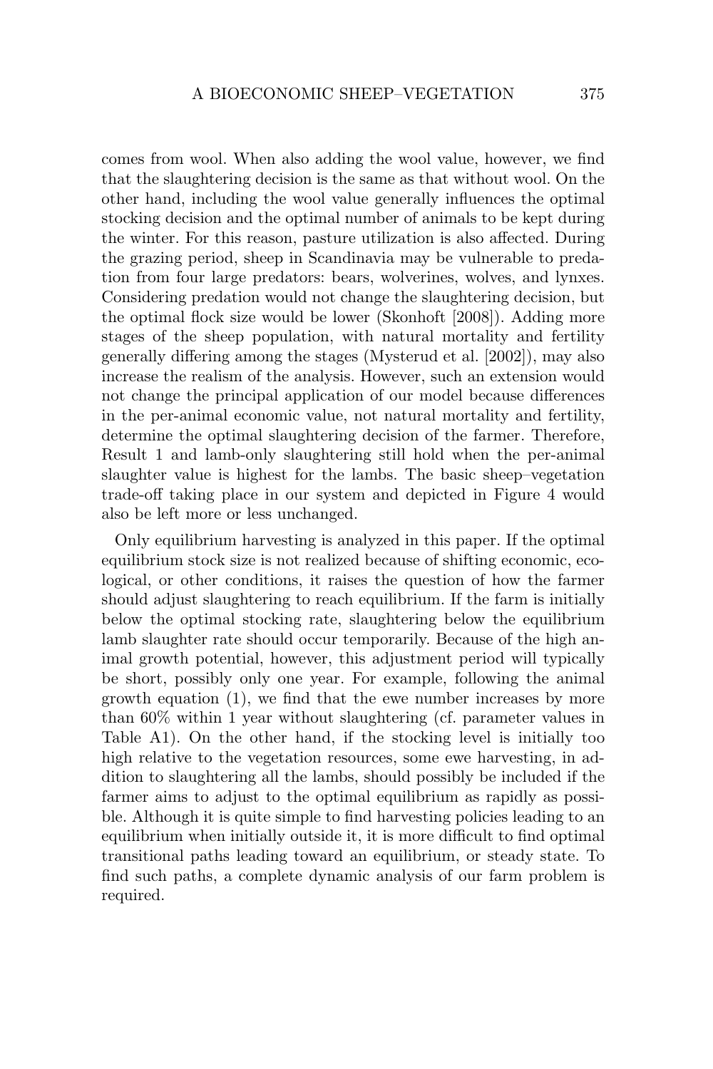comes from wool. When also adding the wool value, however, we find that the slaughtering decision is the same as that without wool. On the other hand, including the wool value generally influences the optimal stocking decision and the optimal number of animals to be kept during the winter. For this reason, pasture utilization is also affected. During the grazing period, sheep in Scandinavia may be vulnerable to predation from four large predators: bears, wolverines, wolves, and lynxes. Considering predation would not change the slaughtering decision, but the optimal flock size would be lower (Skonhoft [2008]). Adding more stages of the sheep population, with natural mortality and fertility generally differing among the stages (Mysterud et al. [2002]), may also increase the realism of the analysis. However, such an extension would not change the principal application of our model because differences in the per-animal economic value, not natural mortality and fertility, determine the optimal slaughtering decision of the farmer. Therefore, Result 1 and lamb-only slaughtering still hold when the per-animal slaughter value is highest for the lambs. The basic sheep–vegetation trade-off taking place in our system and depicted in Figure 4 would also be left more or less unchanged.

Only equilibrium harvesting is analyzed in this paper. If the optimal equilibrium stock size is not realized because of shifting economic, ecological, or other conditions, it raises the question of how the farmer should adjust slaughtering to reach equilibrium. If the farm is initially below the optimal stocking rate, slaughtering below the equilibrium lamb slaughter rate should occur temporarily. Because of the high animal growth potential, however, this adjustment period will typically be short, possibly only one year. For example, following the animal growth equation (1), we find that the ewe number increases by more than 60% within 1 year without slaughtering (cf. parameter values in Table A1). On the other hand, if the stocking level is initially too high relative to the vegetation resources, some ewe harvesting, in addition to slaughtering all the lambs, should possibly be included if the farmer aims to adjust to the optimal equilibrium as rapidly as possible. Although it is quite simple to find harvesting policies leading to an equilibrium when initially outside it, it is more difficult to find optimal transitional paths leading toward an equilibrium, or steady state. To find such paths, a complete dynamic analysis of our farm problem is required.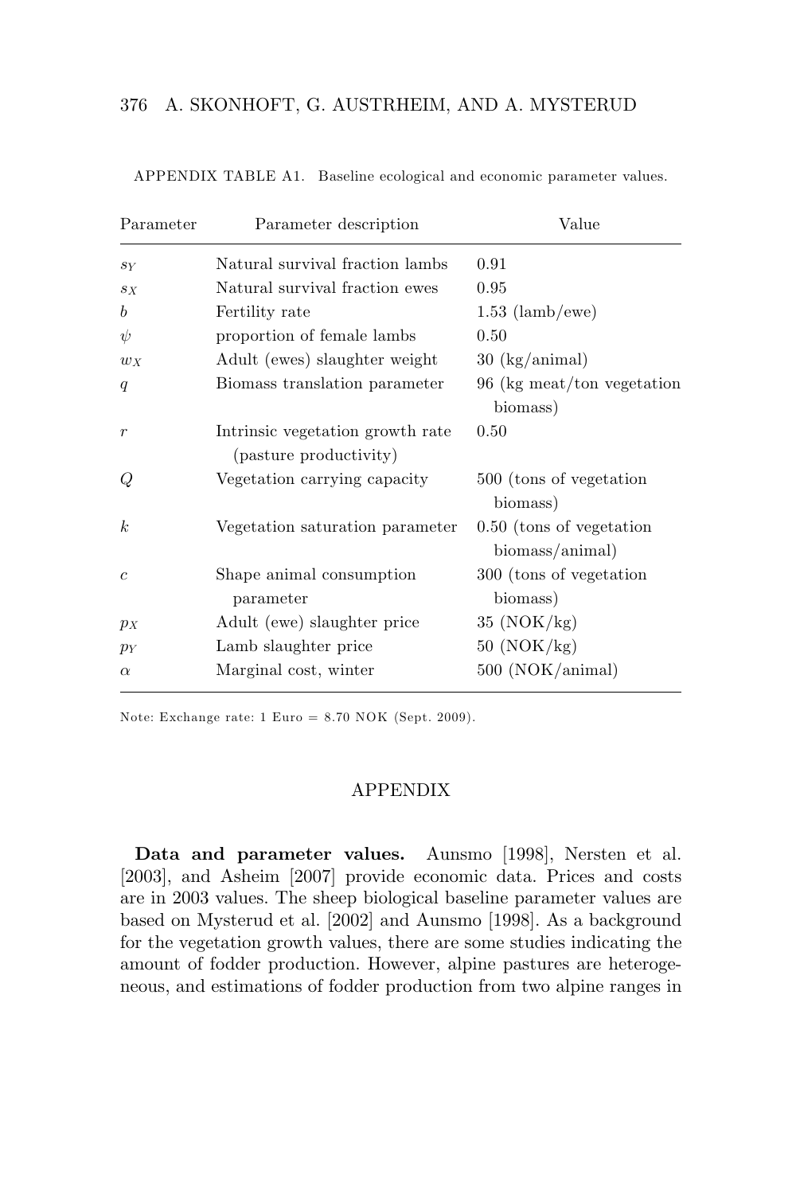APPENDIX TABLE A1. Baseline ecological and economic parameter values.

| Parameter | Parameter description | Value |
| --- | --- | --- |
| $s_Y$ | Natural survival fraction lambs | 0.91 |
| $s_X$ | Natural survival fraction ewes | 0.95 |
| $b$ | Fertility rate | 1.53 (lamb/ewe) |
| $\psi$ | proportion of female lambs | 0.50 |
| $w_X$ | Adult (ewes) slaughter weight | 30 (kg/animal) |
| $q$ | Biomass translation parameter | 96 (kg meat/ton vegetation biomass) |
| $r$ | Intrinsic vegetation growth rate (pasture productivity) | 0.50 |
| $Q$ | Vegetation carrying capacity | 500 (tons of vegetation biomass) |
| $k$ | Vegetation saturation parameter | 0.50 (tons of vegetation biomass/animal) |
| $c$ | Shape animal consumption parameter | 300 (tons of vegetation biomass) |
| $p_X$ | Adult (ewe) slaughter price | 35 (NOK/kg) |
| $p_Y$ | Lamb slaughter price | 50 (NOK/kg) |
| $\alpha$ | Marginal cost, winter | 500 (NOK/animal) |

Note: Exchange rate: 1 Euro = 8.70 NOK (Sept. 2009).

## APPENDIX

**Data and parameter values.** Aunsmo [1998], Nersten et al. [2003], and Asheim [2007] provide economic data. Prices and costs are in 2003 values. The sheep biological baseline parameter values are based on Mysterud et al. [2002] and Aunsmo [1998]. As a background for the vegetation growth values, there are some studies indicating the amount of fodder production. However, alpine pastures are heterogeneous, and estimations of fodder production from two alpine ranges in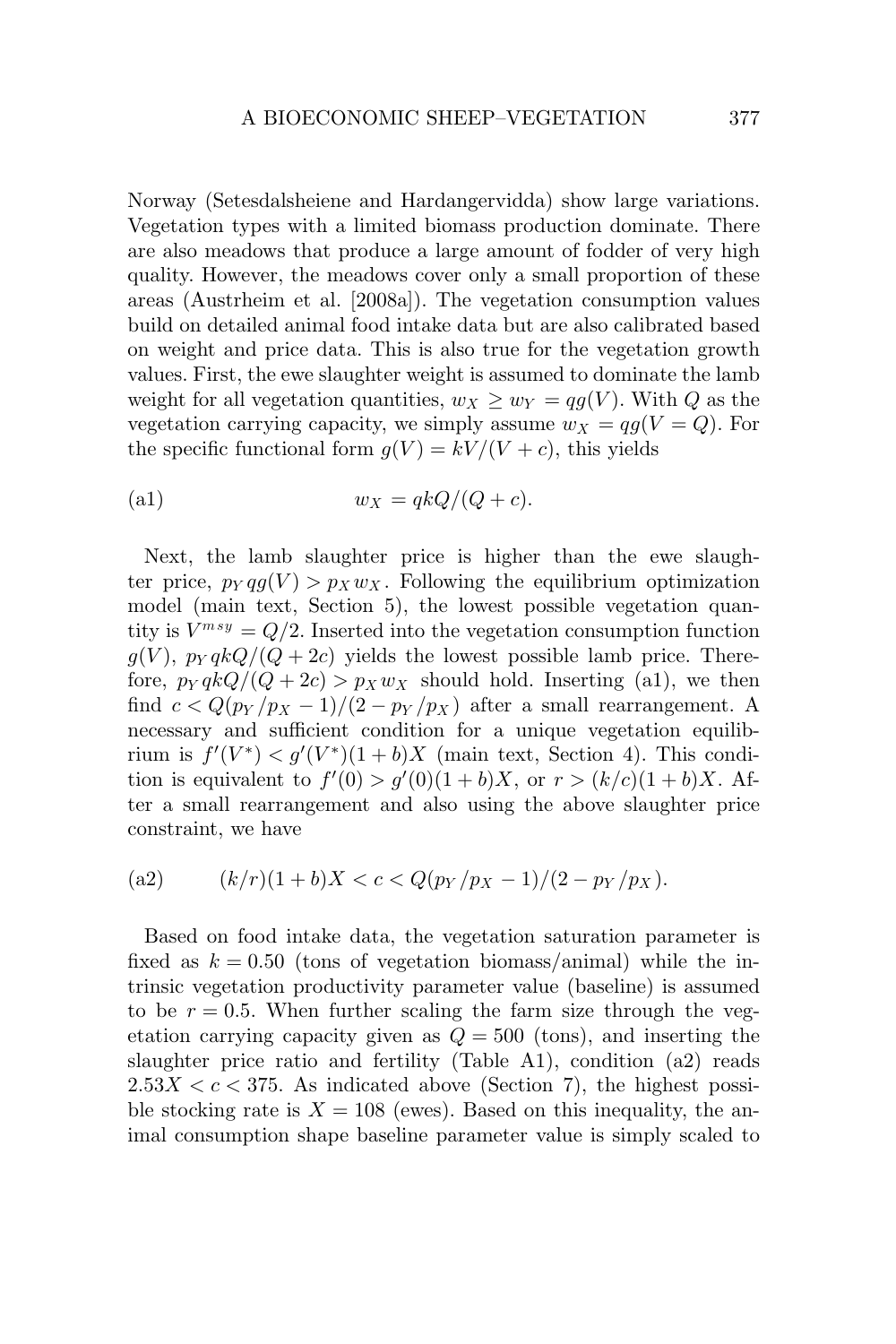Norway (Setesdalsheiene and Hardangervidda) show large variations. Vegetation types with a limited biomass production dominate. There are also meadows that produce a large amount of fodder of very high quality. However, the meadows cover only a small proportion of these areas (Austrheim et al. [2008a]). The vegetation consumption values build on detailed animal food intake data but are also calibrated based on weight and price data. This is also true for the vegetation growth values. First, the ewe slaughter weight is assumed to dominate the lamb weight for all vegetation quantities, $w_X \geq w_Y = qg(V)$. With $Q$ as the vegetation carrying capacity, we simply assume $w_X = qg(V = Q)$. For the specific functional form $g(V) = kV/(V + c)$, this yields

$$w_X = qkQ/(Q + c). \tag{a1}$$

Next, the lamb slaughter price is higher than the ewe slaughter price, $p_Y qg(V) > p_X w_X$. Following the equilibrium optimization model (main text, Section 5), the lowest possible vegetation quantity is $V^{msy} = Q/2$. Inserted into the vegetation consumption function $g(V)$, $p_Y qkQ/(Q + 2c)$ yields the lowest possible lamb price. Therefore, $p_Y qkQ/(Q + 2c) > p_X w_X$ should hold. Inserting (a1), we then find $c < Q(p_Y/p_X - 1)/(2 - p_Y/p_X)$ after a small rearrangement. A necessary and sufficient condition for a unique vegetation equilibrium is $f'(V^*) < g'(V^*)(1 + b)X$ (main text, Section 4). This condition is equivalent to $f'(0) > g'(0)(1 + b)X$, or $r > (k/c)(1 + b)X$. After a small rearrangement and also using the above slaughter price constraint, we have

$$(k/r)(1 + b)X < c < Q(p_Y/p_X - 1)/(2 - p_Y/p_X). \tag{a2}$$

Based on food intake data, the vegetation saturation parameter is fixed as $k = 0.50$ (tons of vegetation biomass/animal) while the intrinsic vegetation productivity parameter value (baseline) is assumed to be $r = 0.5$. When further scaling the farm size through the vegetation carrying capacity given as $Q = 500$ (tons), and inserting the slaughter price ratio and fertility (Table A1), condition (a2) reads $2.53X < c < 375$. As indicated above (Section 7), the highest possible stocking rate is $X = 108$ (ewes). Based on this inequality, the animal consumption shape baseline parameter value is simply scaled to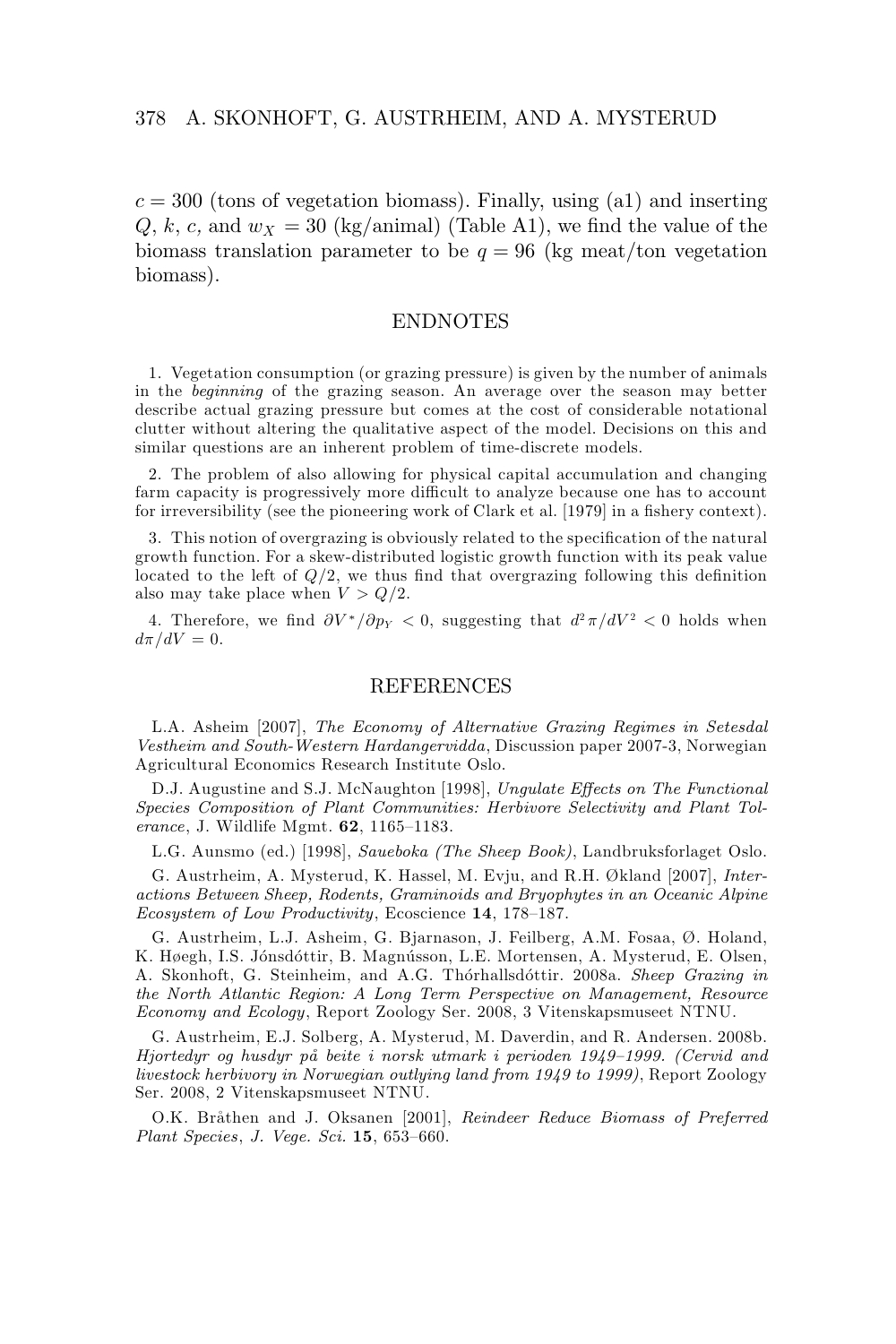$c = 300$ (tons of vegetation biomass). Finally, using (a1) and inserting $Q$, $k$, $c$, and $w_X = 30$ (kg/animal) (Table A1), we find the value of the biomass translation parameter to be $q = 96$ (kg meat/ton vegetation biomass).

## ENDNOTES

1. Vegetation consumption (or grazing pressure) is given by the number of animals in the *beginning* of the grazing season. An average over the season may better describe actual grazing pressure but comes at the cost of considerable notational clutter without altering the qualitative aspect of the model. Decisions on this and similar questions are an inherent problem of time-discrete models.

2. The problem of also allowing for physical capital accumulation and changing farm capacity is progressively more difficult to analyze because one has to account for irreversibility (see the pioneering work of Clark et al. [1979] in a fishery context).

3. This notion of overgrazing is obviously related to the specification of the natural growth function. For a skew-distributed logistic growth function with its peak value located to the left of $Q/2$, we thus find that overgrazing following this definition also may take place when $V > Q/2$.

4. Therefore, we find $\partial V^*/\partial p_Y < 0$, suggesting that $d^2\pi/dV^2 < 0$ holds when $d\pi/dV = 0$.

## REFERENCES

L.A. Asheim [2007], *The Economy of Alternative Grazing Regimes in Setesdal Vestheim and South-Western Hardangervidda*, Discussion paper 2007-3, Norwegian Agricultural Economics Research Institute Oslo.

D.J. Augustine and S.J. McNaughton [1998], *Ungulate Effects on The Functional Species Composition of Plant Communities: Herbivore Selectivity and Plant Tolerance*, J. Wildlife Mgmt. **62**, 1165–1183.

L.G. Aunsmo (ed.) [1998], *Saueboka (The Sheep Book)*, Landbruksforlaget Oslo.

G. Austrheim, A. Mysterud, K. Hassel, M. Evju, and R.H. Økland [2007], *Interactions Between Sheep, Rodents, Graminoids and Bryophytes in an Oceanic Alpine Ecosystem of Low Productivity*, Ecoscience **14**, 178–187.

G. Austrheim, L.J. Asheim, G. Bjarnason, J. Feilberg, A.M. Fosaa, Ø. Holand, K. Høegh, I.S. Jónsdóttir, B. Magnússon, L.E. Mortensen, A. Mysterud, E. Olsen, A. Skonhoft, G. Steinheim, and A.G. Thórhallsdóttir. 2008a. *Sheep Grazing in the North Atlantic Region: A Long Term Perspective on Management, Resource Economy and Ecology*, Report Zoology Ser. 2008, 3 Vitenskapsmuseet NTNU.

G. Austrheim, E.J. Solberg, A. Mysterud, M. Daverdin, and R. Andersen. 2008b. *Hjortedyr og husdyr på beite i norsk utmark i perioden 1949–1999. (Cervid and livestock herbivory in Norwegian outlying land from 1949 to 1999)*, Report Zoology Ser. 2008, 2 Vitenskapsmuseet NTNU.

O.K. Bråthen and J. Oksanen [2001], *Reindeer Reduce Biomass of Preferred Plant Species*, *J. Vege. Sci.* **15**, 653–660.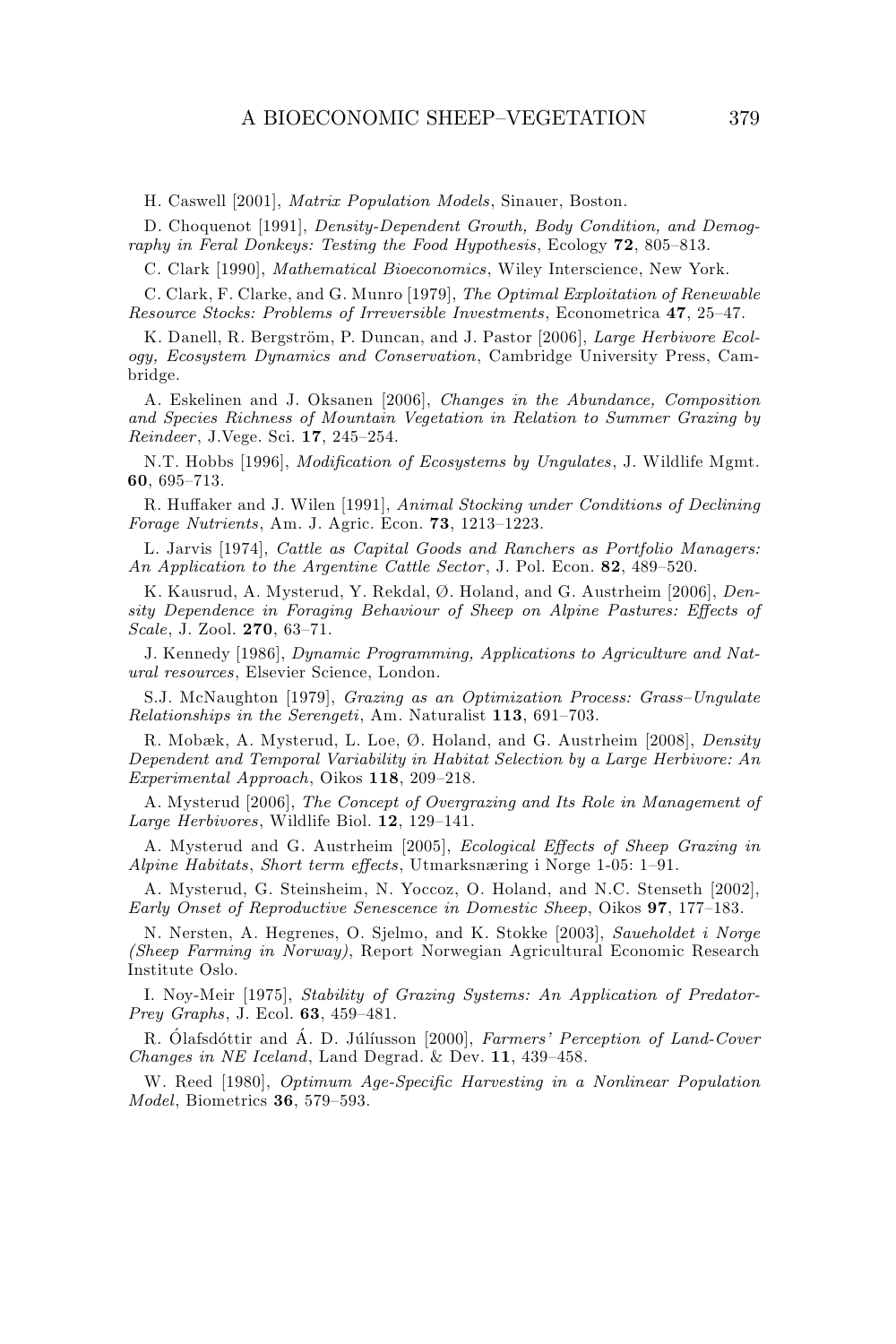H. Caswell [2001], *Matrix Population Models*, Sinauer, Boston.

D. Choquenot [1991], *Density-Dependent Growth, Body Condition, and Demography in Feral Donkeys: Testing the Food Hypothesis*, Ecology **72**, 805–813.

C. Clark [1990], *Mathematical Bioeconomics*, Wiley Interscience, New York.

C. Clark, F. Clarke, and G. Munro [1979], *The Optimal Exploitation of Renewable Resource Stocks: Problems of Irreversible Investments*, Econometrica **47**, 25–47.

K. Danell, R. Bergström, P. Duncan, and J. Pastor [2006], *Large Herbivore Ecology, Ecosystem Dynamics and Conservation*, Cambridge University Press, Cambridge.

A. Eskelinen and J. Oksanen [2006], *Changes in the Abundance, Composition and Species Richness of Mountain Vegetation in Relation to Summer Grazing by Reindeer*, J.Vege. Sci. **17**, 245–254.

N.T. Hobbs [1996], *Modification of Ecosystems by Ungulates*, J. Wildlife Mgmt. **60**, 695–713.

R. Huffaker and J. Wilen [1991], *Animal Stocking under Conditions of Declining Forage Nutrients*, Am. J. Agric. Econ. **73**, 1213–1223.

L. Jarvis [1974], *Cattle as Capital Goods and Ranchers as Portfolio Managers: An Application to the Argentine Cattle Sector*, J. Pol. Econ. **82**, 489–520.

K. Kausrud, A. Mysterud, Y. Rekdal, Ø. Holand, and G. Austrheim [2006], *Density Dependence in Foraging Behaviour of Sheep on Alpine Pastures: Effects of Scale*, J. Zool. **270**, 63–71.

J. Kennedy [1986], *Dynamic Programming, Applications to Agriculture and Natural resources*, Elsevier Science, London.

S.J. McNaughton [1979], *Grazing as an Optimization Process: Grass–Ungulate Relationships in the Serengeti*, Am. Naturalist **113**, 691–703.

R. Mobæk, A. Mysterud, L. Loe, Ø. Holand, and G. Austrheim [2008], *Density Dependent and Temporal Variability in Habitat Selection by a Large Herbivore: An Experimental Approach*, Oikos **118**, 209–218.

A. Mysterud [2006], *The Concept of Overgrazing and Its Role in Management of Large Herbivores*, Wildlife Biol. **12**, 129–141.

A. Mysterud and G. Austrheim [2005], *Ecological Effects of Sheep Grazing in Alpine Habitats, Short term effects*, Utmarksnæring i Norge 1-05: 1–91.

A. Mysterud, G. Steinsheim, N. Yoccoz, O. Holand, and N.C. Stenseth [2002], *Early Onset of Reproductive Senescence in Domestic Sheep*, Oikos **97**, 177–183.

N. Nersten, A. Hegrenes, O. Sjelmo, and K. Stokke [2003], *Saueholdet i Norge (Sheep Farming in Norway)*, Report Norwegian Agricultural Economic Research Institute Oslo.

I. Noy-Meir [1975], *Stability of Grazing Systems: An Application of Predator-Prey Graphs*, J. Ecol. **63**, 459–481.

R. Ólafsdóttir and Á. D. Júlíusson [2000], *Farmers' Perception of Land-Cover Changes in NE Iceland*, Land Degrad. & Dev. **11**, 439–458.

W. Reed [1980], *Optimum Age-Specific Harvesting in a Nonlinear Population Model*, Biometrics **36**, 579–593.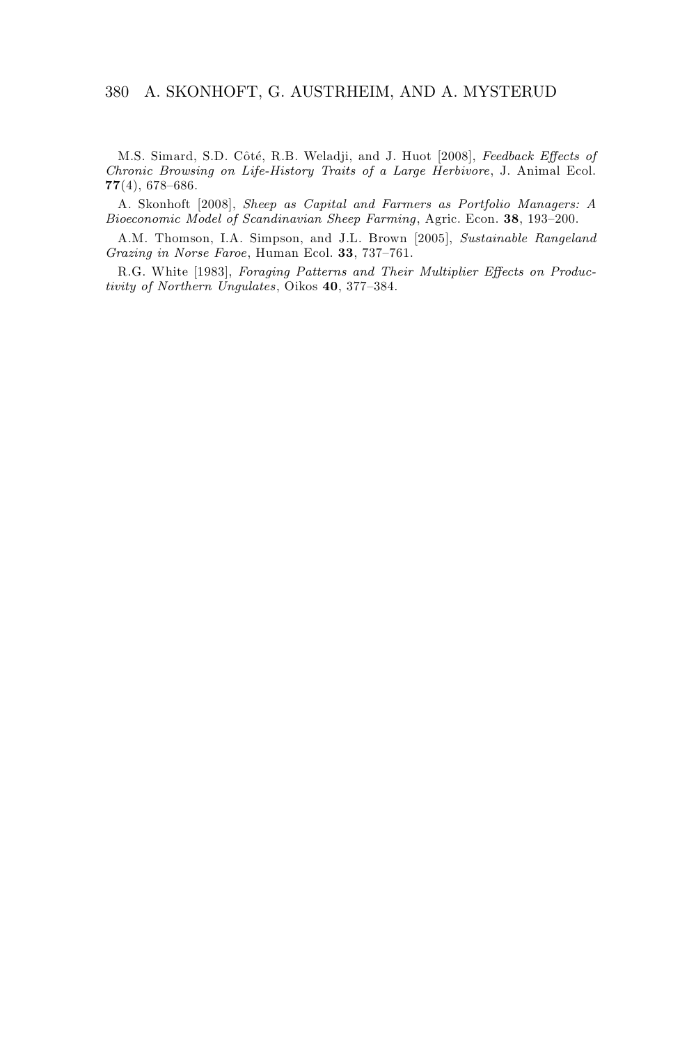M.S. Simard, S.D. Côté, R.B. Weladji, and J. Huot [2008], *Feedback Effects of Chronic Browsing on Life-History Traits of a Large Herbivore*, J. Animal Ecol. **77**(4), 678–686.

A. Skonhoft [2008], *Sheep as Capital and Farmers as Portfolio Managers: A Bioeconomic Model of Scandinavian Sheep Farming*, Agric. Econ. **38**, 193–200.

A.M. Thomson, I.A. Simpson, and J.L. Brown [2005], *Sustainable Rangeland Grazing in Norse Faroe*, Human Ecol. **33**, 737–761.

R.G. White [1983], *Foraging Patterns and Their Multiplier Effects on Productivity of Northern Ungulates*, Oikos **40**, 377–384.